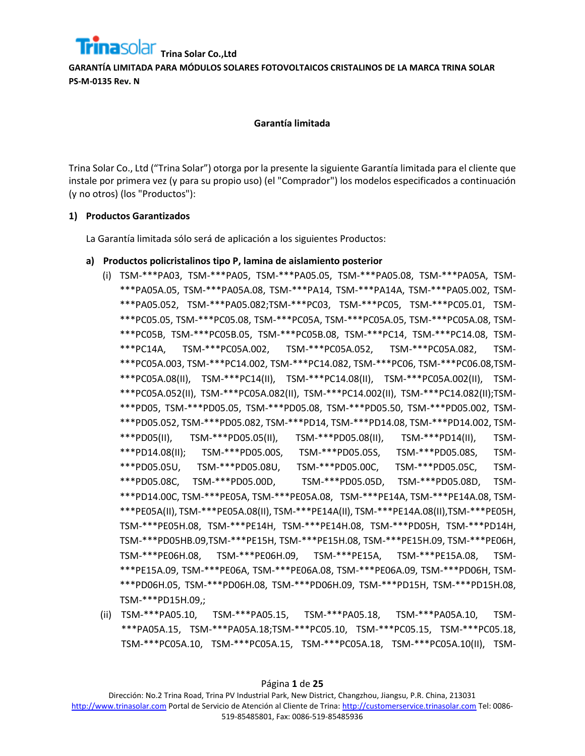Trina Solar Co.,Ltd

GARANTÍA LIMITADA PARA MÓDULOS SOLARES FOTOVOLTAICOS CRISTALINOS DE LA MARCA TRINA SOLAR
PS-M-0135 Rev. N

## Garantía limitada

Trina Solar Co., Ltd ("Trina Solar") otorga por la presente la siguiente Garantía limitada para el cliente que instale por primera vez (y para su propio uso) (el "Comprador") los modelos especificados a continuación (y no otros) (los "Productos"):

### 1) Productos Garantizados

La Garantía limitada sólo será de aplicación a los siguientes Productos:

#### a) Productos policristalinos tipo P, lamina de aislamiento posterior

(i) TSM-***PA03, TSM-***PA05, TSM-***PA05.05, TSM-***PA05.08, TSM-***PA05A, TSM-***PA05A.05, TSM-***PA05A.08, TSM-***PA14, TSM-***PA14A, TSM-***PA05.002, TSM-***PA05.052, TSM-***PA05.082;TSM-***PC03, TSM-***PC05, TSM-***PC05.01, TSM-***PC05.05, TSM-***PC05.08, TSM-***PC05A, TSM-***PC05A.05, TSM-***PC05A.08, TSM-***PC05B, TSM-***PC05B.05, TSM-***PC05B.08, TSM-***PC14, TSM-***PC14.08, TSM-***PC14A, TSM-***PC05A.002, TSM-***PC05A.052, TSM-***PC05A.082, TSM-***PC05A.003, TSM-***PC14.002, TSM-***PC14.082, TSM-***PC06, TSM-***PC06.08,TSM-***PC05A.08(II), TSM-***PC14(II), TSM-***PC14.08(II), TSM-***PC05A.002(II), TSM-***PC05A.052(II), TSM-***PC05A.082(II), TSM-***PC14.002(II), TSM-***PC14.082(II);TSM-***PD05, TSM-***PD05.05, TSM-***PD05.08, TSM-***PD05.50, TSM-***PD05.002, TSM-***PD05.052, TSM-***PD05.082, TSM-***PD14, TSM-***PD14.08, TSM-***PD14.002, TSM-***PD05(II), TSM-***PD05.05(II), TSM-***PD05.08(II), TSM-***PD14(II), TSM-***PD14.08(II); TSM-***PD05.00S, TSM-***PD05.05S, TSM-***PD05.08S, TSM-***PD05.05U, TSM-***PD05.08U, TSM-***PD05.00C, TSM-***PD05.05C, TSM-***PD05.08C, TSM-***PD05.00D, TSM-***PD05.05D, TSM-***PD05.08D, TSM-***PD14.00C, TSM-***PE05A, TSM-***PE05A.08, TSM-***PE14A, TSM-***PE14A.08, TSM-***PE05A(II), TSM-***PE05A.08(II), TSM-***PE14A(II), TSM-***PE14A.08(II),TSM-***PE05H, TSM-***PE05H.08, TSM-***PE14H, TSM-***PE14H.08, TSM-***PD05H, TSM-***PD14H, TSM-***PD05HB.09,TSM-***PE15H, TSM-***PE15H.08, TSM-***PE15H.09, TSM-***PE06H, TSM-***PE06H.08, TSM-***PE06H.09, TSM-***PE15A, TSM-***PE15A.08, TSM-***PE15A.09, TSM-***PE06A, TSM-***PE06A.08, TSM-***PE06A.09, TSM-***PD06H, TSM-***PD06H.05, TSM-***PD06H.08, TSM-***PD06H.09, TSM-***PD15H, TSM-***PD15H.08, TSM-***PD15H.09,;

(ii) TSM-***PA05.10, TSM-***PA05.15, TSM-***PA05.18, TSM-***PA05A.10, TSM-***PA05A.15, TSM-***PA05A.18;TSM-***PC05.10, TSM-***PC05.15, TSM-***PC05.18, TSM-***PC05A.10, TSM-***PC05A.15, TSM-***PC05A.18, TSM-***PC05A.10(II), TSM-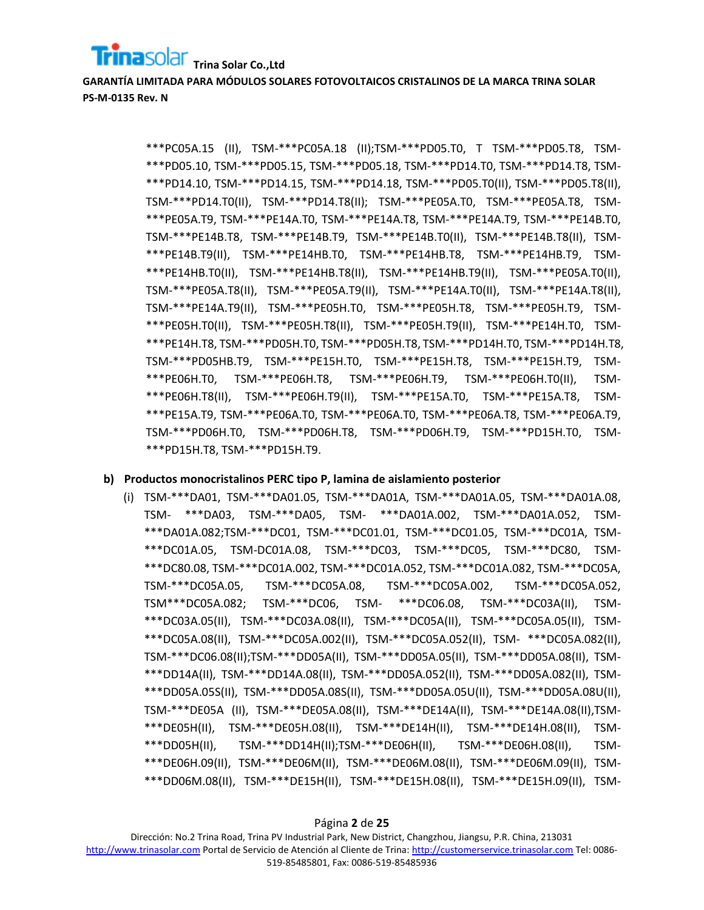***PC05A.15 (II), TSM-***PC05A.18 (II);TSM-***PD05.T0, T TSM-***PD05.T8, TSM-***PD05.10, TSM-***PD05.15, TSM-***PD05.18, TSM-***PD14.T0, TSM-***PD14.T8, TSM-***PD14.10, TSM-***PD14.15, TSM-***PD14.18, TSM-***PD05.T0(II), TSM-***PD05.T8(II), TSM-***PD14.T0(II), TSM-***PD14.T8(II); TSM-***PE05A.T0, TSM-***PE05A.T8, TSM-***PE05A.T9, TSM-***PE14A.T0, TSM-***PE14A.T8, TSM-***PE14A.T9, TSM-***PE14B.T0, TSM-***PE14B.T8, TSM-***PE14B.T9, TSM-***PE14B.T0(II), TSM-***PE14B.T8(II), TSM-***PE14B.T9(II), TSM-***PE14HB.T0, TSM-***PE14HB.T8, TSM-***PE14HB.T9, TSM-***PE14HB.T0(II), TSM-***PE14HB.T8(II), TSM-***PE14HB.T9(II), TSM-***PE05A.T0(II), TSM-***PE05A.T8(II), TSM-***PE05A.T9(II), TSM-***PE14A.T0(II), TSM-***PE14A.T8(II), TSM-***PE14A.T9(II), TSM-***PE05H.T0, TSM-***PE05H.T8, TSM-***PE05H.T9, TSM-***PE05H.T0(II), TSM-***PE05H.T8(II), TSM-***PE05H.T9(II), TSM-***PE14H.T0, TSM-***PE14H.T8, TSM-***PD05H.T0, TSM-***PD05H.T8, TSM-***PD14H.T0, TSM-***PD14H.T8, TSM-***PD05HB.T9, TSM-***PE15H.T0, TSM-***PE15H.T8, TSM-***PE15H.T9, TSM-***PE06H.T0, TSM-***PE06H.T8, TSM-***PE06H.T9, TSM-***PE06H.T0(II), TSM-***PE06H.T8(II), TSM-***PE06H.T9(II), TSM-***PE15A.T0, TSM-***PE15A.T8, TSM-***PE15A.T9, TSM-***PE06A.T0, TSM-***PE06A.T0, TSM-***PE06A.T8, TSM-***PE06A.T9, TSM-***PD06H.T0, TSM-***PD06H.T8, TSM-***PD06H.T9, TSM-***PD15H.T0, TSM-***PD15H.T8, TSM-***PD15H.T9.

**b) Productos monocristalinos PERC tipo P, lamina de aislamiento posterior**

(i) TSM-***DA01, TSM-***DA01.05, TSM-***DA01A, TSM-***DA01A.05, TSM-***DA01A.08, TSM- ***DA03, TSM-***DA05, TSM- ***DA01A.002, TSM-***DA01A.052, TSM-***DA01A.082;TSM-***DC01, TSM-***DC01.01, TSM-***DC01.05, TSM-***DC01A, TSM-***DC01A.05, TSM-DC01A.08, TSM-***DC03, TSM-***DC05, TSM-***DC80, TSM-***DC80.08, TSM-***DC01A.002, TSM-***DC01A.052, TSM-***DC01A.082, TSM-***DC05A, TSM-***DC05A.05, TSM-***DC05A.08, TSM-***DC05A.002, TSM-***DC05A.052, TSM***DC05A.082; TSM-***DC06, TSM- ***DC06.08, TSM-***DC03A(II), TSM-***DC03A.05(II), TSM-***DC03A.08(II), TSM-***DC05A(II), TSM-***DC05A.05(II), TSM-***DC05A.08(II), TSM-***DC05A.002(II), TSM-***DC05A.052(II), TSM- ***DC05A.082(II), TSM-***DC06.08(II);TSM-***DD05A(II), TSM-***DD05A.05(II), TSM-***DD05A.08(II), TSM-***DD14A(II), TSM-***DD14A.08(II), TSM-***DD05A.052(II), TSM-***DD05A.082(II), TSM-***DD05A.05S(II), TSM-***DD05A.08S(II), TSM-***DD05A.05U(II), TSM-***DD05A.08U(II), TSM-***DE05A (II), TSM-***DE05A.08(II), TSM-***DE14A(II), TSM-***DE14A.08(II),TSM-***DE05H(II), TSM-***DE05H.08(II), TSM-***DE14H(II), TSM-***DE14H.08(II), TSM-***DD05H(II), TSM-***DD14H(II);TSM-***DE06H(II), TSM-***DE06H.08(II), TSM-***DE06H.09(II), TSM-***DE06M(II), TSM-***DE06M.08(II), TSM-***DE06M.09(II), TSM-***DD06M.08(II), TSM-***DE15H(II), TSM-***DE15H.08(II), TSM-***DE15H.09(II), TSM-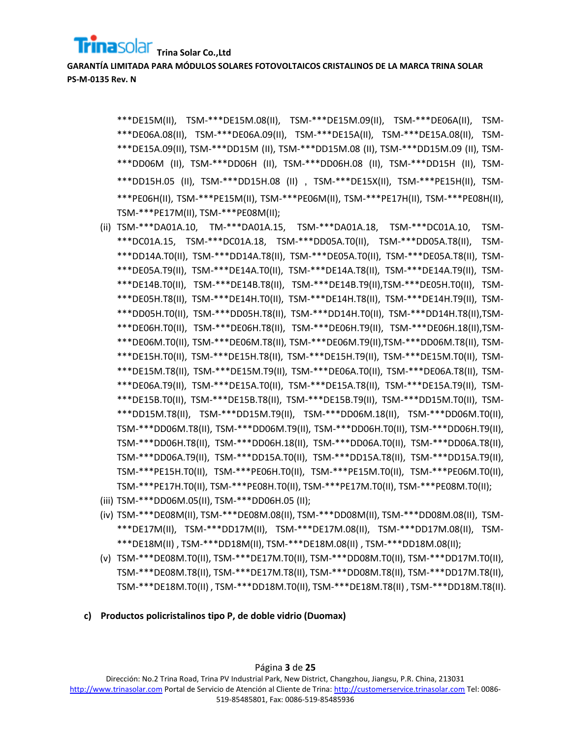***DE15M(II), TSM-***DE15M.08(II), TSM-***DE15M.09(II), TSM-***DE06A(II), TSM-***DE06A.08(II), TSM-***DE06A.09(II), TSM-***DE15A(II), TSM-***DE15A.08(II), TSM-***DE15A.09(II), TSM-***DD15M (II), TSM-***DD15M.08 (II), TSM-***DD15M.09 (II), TSM-***DD06M (II), TSM-***DD06H (II), TSM-***DD06H.08 (II), TSM-***DD15H (II), TSM-***DD15H.05 (II), TSM-***DD15H.08 (II) , TSM-***DE15X(II), TSM-***PE15H(II), TSM-***PE06H(II), TSM-***PE15M(II), TSM-***PE06M(II), TSM-***PE17H(II), TSM-***PE08H(II), TSM-***PE17M(II), TSM-***PE08M(II);

(ii) TSM-***DA01A.10, TM-***DA01A.15, TSM-***DA01A.18, TSM-***DC01A.10, TSM-***DC01A.15, TSM-***DC01A.18, TSM-***DD05A.T0(II), TSM-***DD05A.T8(II), TSM-***DD14A.T0(II), TSM-***DD14A.T8(II), TSM-***DE05A.T0(II), TSM-***DE05A.T8(II), TSM-***DE05A.T9(II), TSM-***DE14A.T0(II), TSM-***DE14A.T8(II), TSM-***DE14A.T9(II), TSM-***DE14B.T0(II), TSM-***DE14B.T8(II), TSM-***DE14B.T9(II),TSM-***DE05H.T0(II), TSM-***DE05H.T8(II), TSM-***DE14H.T0(II), TSM-***DE14H.T8(II), TSM-***DE14H.T9(II), TSM-***DD05H.T0(II), TSM-***DD05H.T8(II), TSM-***DD14H.T0(II), TSM-***DD14H.T8(II),TSM-***DE06H.T0(II), TSM-***DE06H.T8(II), TSM-***DE06H.T9(II), TSM-***DE06H.18(II),TSM-***DE06M.T0(II), TSM-***DE06M.T8(II), TSM-***DE06M.T9(II),TSM-***DD06M.T8(II), TSM-***DE15H.T0(II), TSM-***DE15H.T8(II), TSM-***DE15H.T9(II), TSM-***DE15M.T0(II), TSM-***DE15M.T8(II), TSM-***DE15M.T9(II), TSM-***DE06A.T0(II), TSM-***DE06A.T8(II), TSM-***DE06A.T9(II), TSM-***DE15A.T0(II), TSM-***DE15A.T8(II), TSM-***DE15A.T9(II), TSM-***DE15B.T0(II), TSM-***DE15B.T8(II), TSM-***DE15B.T9(II), TSM-***DD15M.T0(II), TSM-***DD15M.T8(II), TSM-***DD15M.T9(II), TSM-***DD06M.18(II), TSM-***DD06M.T0(II), TSM-***DD06M.T8(II), TSM-***DD06M.T9(II), TSM-***DD06H.T0(II), TSM-***DD06H.T9(II), TSM-***DD06H.T8(II), TSM-***DD06H.18(II), TSM-***DD06A.T0(II), TSM-***DD06A.T8(II), TSM-***DD06A.T9(II), TSM-***DD15A.T0(II), TSM-***DD15A.T8(II), TSM-***DD15A.T9(II), TSM-***PE15H.T0(II), TSM-***PE06H.T0(II), TSM-***PE15M.T0(II), TSM-***PE06M.T0(II), TSM-***PE17H.T0(II), TSM-***PE08H.T0(II), TSM-***PE17M.T0(II), TSM-***PE08M.T0(II);

(iii) TSM-***DD06M.05(II), TSM-***DD06H.05 (II);

(iv) TSM-***DE08M(II), TSM-***DE08M.08(II), TSM-***DD08M(II), TSM-***DD08M.08(II), TSM-***DE17M(II), TSM-***DD17M(II), TSM-***DE17M.08(II), TSM-***DD17M.08(II), TSM-***DE18M(II) , TSM-***DD18M(II), TSM-***DE18M.08(II) , TSM-***DD18M.08(II);

(v) TSM-***DE08M.T0(II), TSM-***DE17M.T0(II), TSM-***DD08M.T0(II), TSM-***DD17M.T0(II), TSM-***DE08M.T8(II), TSM-***DE17M.T8(II), TSM-***DD08M.T8(II), TSM-***DD17M.T8(II), TSM-***DE18M.T0(II) , TSM-***DD18M.T0(II), TSM-***DE18M.T8(II) , TSM-***DD18M.T8(II).

**c) Productos policristalinos tipo P, de doble vidrio (Duomax)**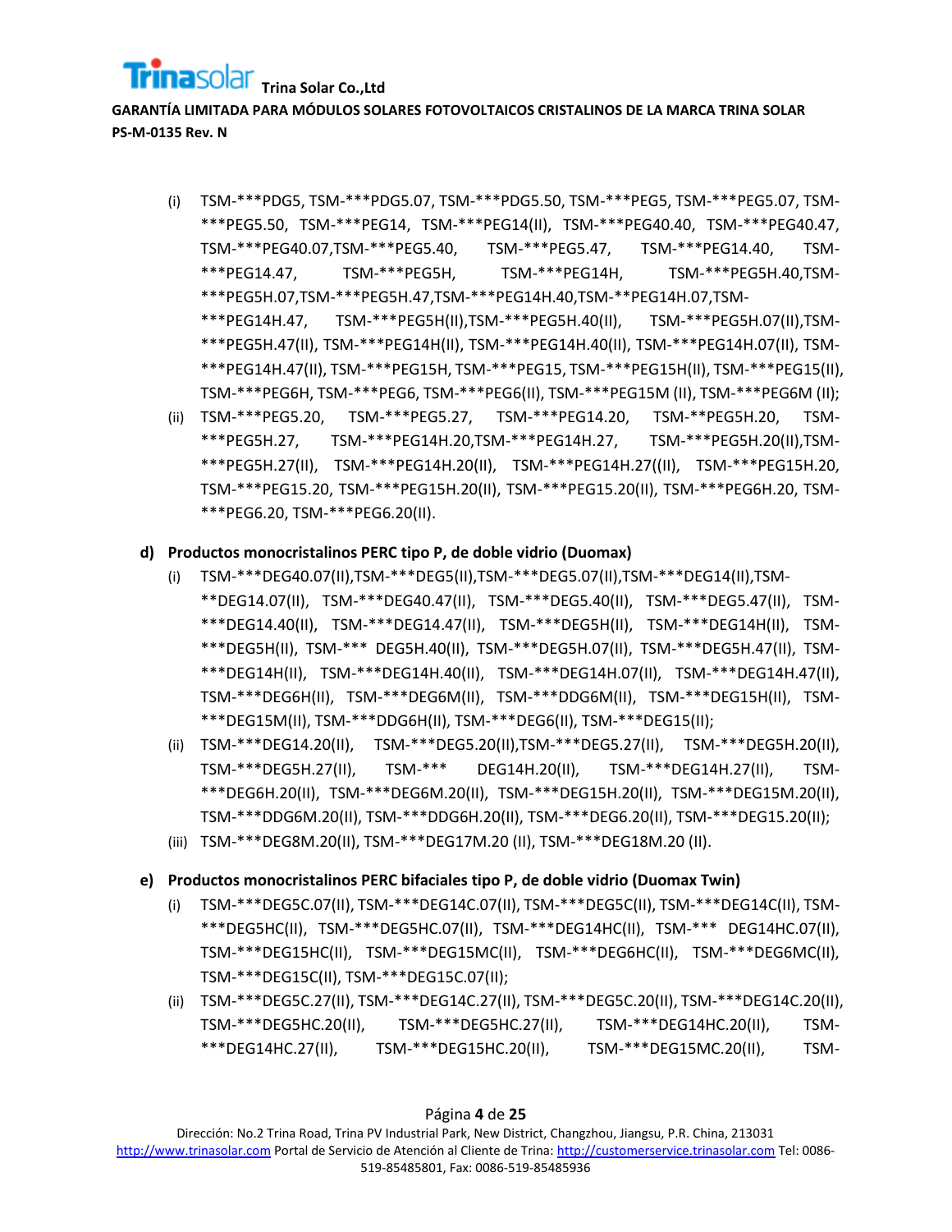(i) TSM-***PDG5, TSM-***PDG5.07, TSM-***PDG5.50, TSM-***PEG5, TSM-***PEG5.07, TSM-***PEG5.50, TSM-***PEG14, TSM-***PEG14(II), TSM-***PEG40.40, TSM-***PEG40.47, TSM-***PEG40.07,TSM-***PEG5.40, TSM-***PEG5.47, TSM-***PEG14.40, TSM-***PEG14.47, TSM-***PEG5H, TSM-***PEG14H, TSM-***PEG5H.40,TSM-***PEG5H.07,TSM-***PEG5H.47,TSM-***PEG14H.40,TSM-**PEG14H.07,TSM-***PEG14H.47, TSM-***PEG5H(II),TSM-***PEG5H.40(II), TSM-***PEG5H.07(II),TSM-***PEG5H.47(II), TSM-***PEG14H(II), TSM-***PEG14H.40(II), TSM-***PEG14H.07(II), TSM-***PEG14H.47(II), TSM-***PEG15H, TSM-***PEG15, TSM-***PEG15H(II), TSM-***PEG15(II), TSM-***PEG6H, TSM-***PEG6, TSM-***PEG6(II), TSM-***PEG15M (II), TSM-***PEG6M (II);

(ii) TSM-***PEG5.20, TSM-***PEG5.27, TSM-***PEG14.20, TSM-**PEG5H.20, TSM-***PEG5H.27, TSM-***PEG14H.20,TSM-***PEG14H.27, TSM-***PEG5H.20(II),TSM-***PEG5H.27(II), TSM-***PEG14H.20(II), TSM-***PEG14H.27((II), TSM-***PEG15H.20, TSM-***PEG15.20, TSM-***PEG15H.20(II), TSM-***PEG15.20(II), TSM-***PEG6H.20, TSM-***PEG6.20, TSM-***PEG6.20(II).

**d) Productos monocristalinos PERC tipo P, de doble vidrio (Duomax)**

(i) TSM-***DEG40.07(II),TSM-***DEG5(II),TSM-***DEG5.07(II),TSM-***DEG14(II),TSM-**DEG14.07(II), TSM-***DEG40.47(II), TSM-***DEG5.40(II), TSM-***DEG5.47(II), TSM-***DEG14.40(II), TSM-***DEG14.47(II), TSM-***DEG5H(II), TSM-***DEG14H(II), TSM-***DEG5H(II), TSM-*** DEG5H.40(II), TSM-***DEG5H.07(II), TSM-***DEG5H.47(II), TSM-***DEG14H(II), TSM-***DEG14H.40(II), TSM-***DEG14H.07(II), TSM-***DEG14H.47(II), TSM-***DEG6H(II), TSM-***DEG6M(II), TSM-***DDG6M(II), TSM-***DEG15H(II), TSM-***DEG15M(II), TSM-***DDG6H(II), TSM-***DEG6(II), TSM-***DEG15(II);

(ii) TSM-***DEG14.20(II), TSM-***DEG5.20(II),TSM-***DEG5.27(II), TSM-***DEG5H.20(II), TSM-***DEG5H.27(II), TSM-*** DEG14H.20(II), TSM-***DEG14H.27(II), TSM-***DEG6H.20(II), TSM-***DEG6M.20(II), TSM-***DEG15H.20(II), TSM-***DEG15M.20(II), TSM-***DDG6M.20(II), TSM-***DDG6H.20(II), TSM-***DEG6.20(II), TSM-***DEG15.20(II);

(iii) TSM-***DEG8M.20(II), TSM-***DEG17M.20 (II), TSM-***DEG18M.20 (II).

**e) Productos monocristalinos PERC bifaciales tipo P, de doble vidrio (Duomax Twin)**

(i) TSM-***DEG5C.07(II), TSM-***DEG14C.07(II), TSM-***DEG5C(II), TSM-***DEG14C(II), TSM-***DEG5HC(II), TSM-***DEG5HC.07(II), TSM-***DEG14HC(II), TSM-*** DEG14HC.07(II), TSM-***DEG15HC(II), TSM-***DEG15MC(II), TSM-***DEG6HC(II), TSM-***DEG6MC(II), TSM-***DEG15C(II), TSM-***DEG15C.07(II);

(ii) TSM-***DEG5C.27(II), TSM-***DEG14C.27(II), TSM-***DEG5C.20(II), TSM-***DEG14C.20(II), TSM-***DEG5HC.20(II), TSM-***DEG5HC.27(II), TSM-***DEG14HC.20(II), TSM-***DEG14HC.27(II), TSM-***DEG15HC.20(II), TSM-***DEG15MC.20(II), TSM-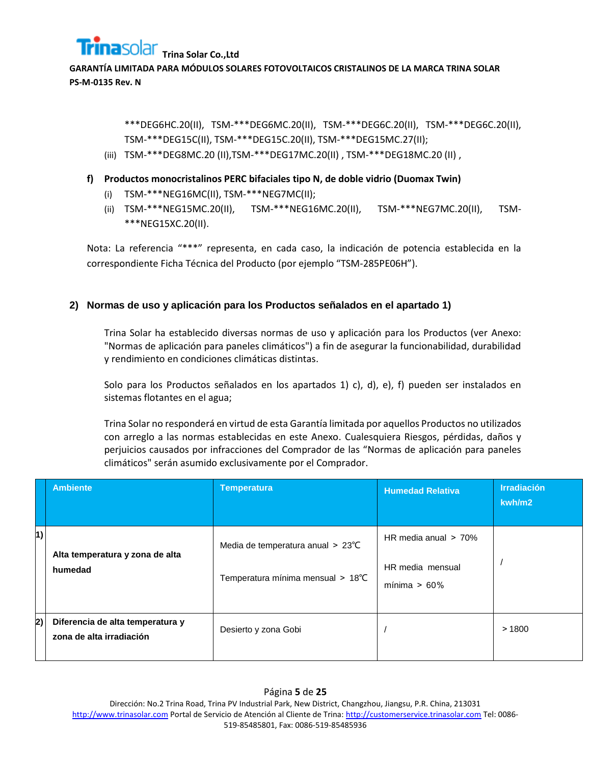***DEG6HC.20(II), TSM-***DEG6MC.20(II), TSM-***DEG6C.20(II), TSM-***DEG6C.20(II), TSM-***DEG15C(II), TSM-***DEG15C.20(II), TSM-***DEG15MC.27(II);

(iii) TSM-***DEG8MC.20 (II),TSM-***DEG17MC.20(II) , TSM-***DEG18MC.20 (II) ,

**f) Productos monocristalinos PERC bifaciales tipo N, de doble vidrio (Duomax Twin)**

(i) TSM-***NEG16MC(II), TSM-***NEG7MC(II);

(ii) TSM-***NEG15MC.20(II), TSM-***NEG16MC.20(II), TSM-***NEG7MC.20(II), TSM-***NEG15XC.20(II).

Nota: La referencia "***" representa, en cada caso, la indicación de potencia establecida en la correspondiente Ficha Técnica del Producto (por ejemplo "TSM-285PE06H").

## 2) Normas de uso y aplicación para los Productos señalados en el apartado 1)

Trina Solar ha establecido diversas normas de uso y aplicación para los Productos (ver Anexo: "Normas de aplicación para paneles climáticos") a fin de asegurar la funcionabilidad, durabilidad y rendimiento en condiciones climáticas distintas.

Solo para los Productos señalados en los apartados 1) c), d), e), f) pueden ser instalados en sistemas flotantes en el agua;

Trina Solar no responderá en virtud de esta Garantía limitada por aquellos Productos no utilizados con arreglo a las normas establecidas en este Anexo. Cualesquiera Riesgos, pérdidas, daños y perjuicios causados por infracciones del Comprador de las "Normas de aplicación para paneles climáticos" serán asumido exclusivamente por el Comprador.

| | Ambiente | Temperatura | Humedad Relativa | Irradiación kwh/m2 |
|---|---|---|---|---|
| 1) | **Alta temperatura y zona de alta humedad** | Media de temperatura anual > 23℃<br><br>Temperatura mínima mensual > 18℃ | HR media anual > 70%<br><br>HR media mensual mínima > 60% | / |
| 2) | **Diferencia de alta temperatura y zona de alta irradiación** | Desierto y zona Gobi | / | > 1800 |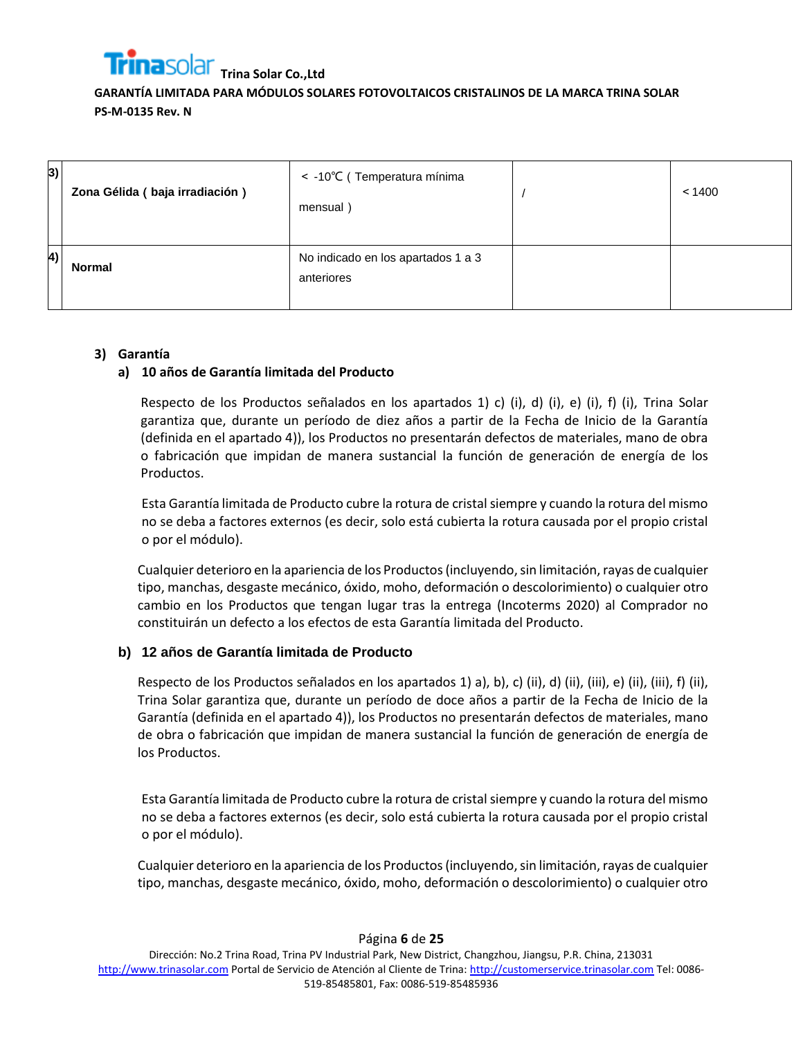| 3) | Zona Gélida ( baja irradiación ) | < -10℃ ( Temperatura mínima mensual ) | / | < 1400 |
|---|---|---|---|---|
| 4) | Normal | No indicado en los apartados 1 a 3 anteriores | | |

**3) Garantía**

**a) 10 años de Garantía limitada del Producto**

Respecto de los Productos señalados en los apartados 1) c) (i), d) (i), e) (i), f) (i), Trina Solar garantiza que, durante un período de diez años a partir de la Fecha de Inicio de la Garantía (definida en el apartado 4)), los Productos no presentarán defectos de materiales, mano de obra o fabricación que impidan de manera sustancial la función de generación de energía de los Productos.

Esta Garantía limitada de Producto cubre la rotura de cristal siempre y cuando la rotura del mismo no se deba a factores externos (es decir, solo está cubierta la rotura causada por el propio cristal o por el módulo).

Cualquier deterioro en la apariencia de los Productos (incluyendo, sin limitación, rayas de cualquier tipo, manchas, desgaste mecánico, óxido, moho, deformación o descolorimiento) o cualquier otro cambio en los Productos que tengan lugar tras la entrega (Incoterms 2020) al Comprador no constituirán un defecto a los efectos de esta Garantía limitada del Producto.

**b) 12 años de Garantía limitada de Producto**

Respecto de los Productos señalados en los apartados 1) a), b), c) (ii), d) (ii), (iii), e) (ii), (iii), f) (ii), Trina Solar garantiza que, durante un período de doce años a partir de la Fecha de Inicio de la Garantía (definida en el apartado 4)), los Productos no presentarán defectos de materiales, mano de obra o fabricación que impidan de manera sustancial la función de generación de energía de los Productos.

Esta Garantía limitada de Producto cubre la rotura de cristal siempre y cuando la rotura del mismo no se deba a factores externos (es decir, solo está cubierta la rotura causada por el propio cristal o por el módulo).

Cualquier deterioro en la apariencia de los Productos (incluyendo, sin limitación, rayas de cualquier tipo, manchas, desgaste mecánico, óxido, moho, deformación o descolorimiento) o cualquier otro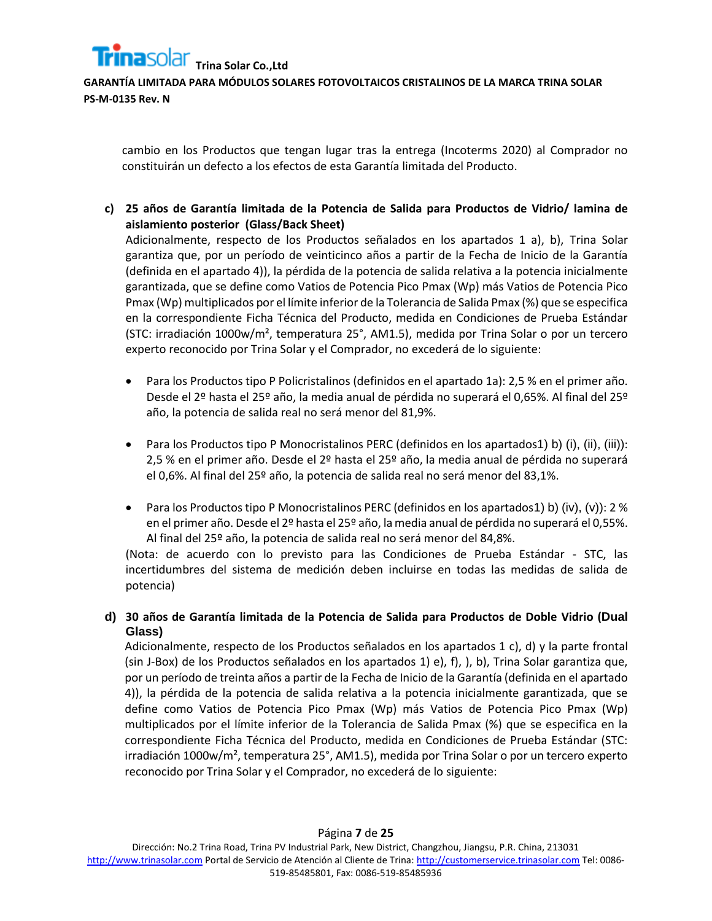cambio en los Productos que tengan lugar tras la entrega (Incoterms 2020) al Comprador no constituirán un defecto a los efectos de esta Garantía limitada del Producto.

**c) 25 años de Garantía limitada de la Potencia de Salida para Productos de Vidrio/ lamina de aislamiento posterior (Glass/Back Sheet)**

Adicionalmente, respecto de los Productos señalados en los apartados 1 a), b), Trina Solar garantiza que, por un período de veinticinco años a partir de la Fecha de Inicio de la Garantía (definida en el apartado 4)), la pérdida de la potencia de salida relativa a la potencia inicialmente garantizada, que se define como Vatios de Potencia Pico Pmax (Wp) más Vatios de Potencia Pico Pmax (Wp) multiplicados por el límite inferior de la Tolerancia de Salida Pmax (%) que se especifica en la correspondiente Ficha Técnica del Producto, medida en Condiciones de Prueba Estándar (STC: irradiación 1000w/m², temperatura 25°, AM1.5), medida por Trina Solar o por un tercero experto reconocido por Trina Solar y el Comprador, no excederá de lo siguiente:

- Para los Productos tipo P Policristalinos (definidos en el apartado 1a): 2,5 % en el primer año. Desde el 2º hasta el 25º año, la media anual de pérdida no superará el 0,65%. Al final del 25º año, la potencia de salida real no será menor del 81,9%.

- Para los Productos tipo P Monocristalinos PERC (definidos en los apartados1) b) (i), (ii), (iii)): 2,5 % en el primer año. Desde el 2º hasta el 25º año, la media anual de pérdida no superará el 0,6%. Al final del 25º año, la potencia de salida real no será menor del 83,1%.

- Para los Productos tipo P Monocristalinos PERC (definidos en los apartados1) b) (iv), (v)): 2 % en el primer año. Desde el 2º hasta el 25º año, la media anual de pérdida no superará el 0,55%. Al final del 25º año, la potencia de salida real no será menor del 84,8%.

(Nota: de acuerdo con lo previsto para las Condiciones de Prueba Estándar - STC, las incertidumbres del sistema de medición deben incluirse en todas las medidas de salida de potencia)

**d) 30 años de Garantía limitada de la Potencia de Salida para Productos de Doble Vidrio (Dual Glass)**

Adicionalmente, respecto de los Productos señalados en los apartados 1 c), d) y la parte frontal (sin J-Box) de los Productos señalados en los apartados 1) e), f), ), b), Trina Solar garantiza que, por un período de treinta años a partir de la Fecha de Inicio de la Garantía (definida en el apartado 4)), la pérdida de la potencia de salida relativa a la potencia inicialmente garantizada, que se define como Vatios de Potencia Pico Pmax (Wp) más Vatios de Potencia Pico Pmax (Wp) multiplicados por el límite inferior de la Tolerancia de Salida Pmax (%) que se especifica en la correspondiente Ficha Técnica del Producto, medida en Condiciones de Prueba Estándar (STC: irradiación 1000w/m², temperatura 25°, AM1.5), medida por Trina Solar o por un tercero experto reconocido por Trina Solar y el Comprador, no excederá de lo siguiente: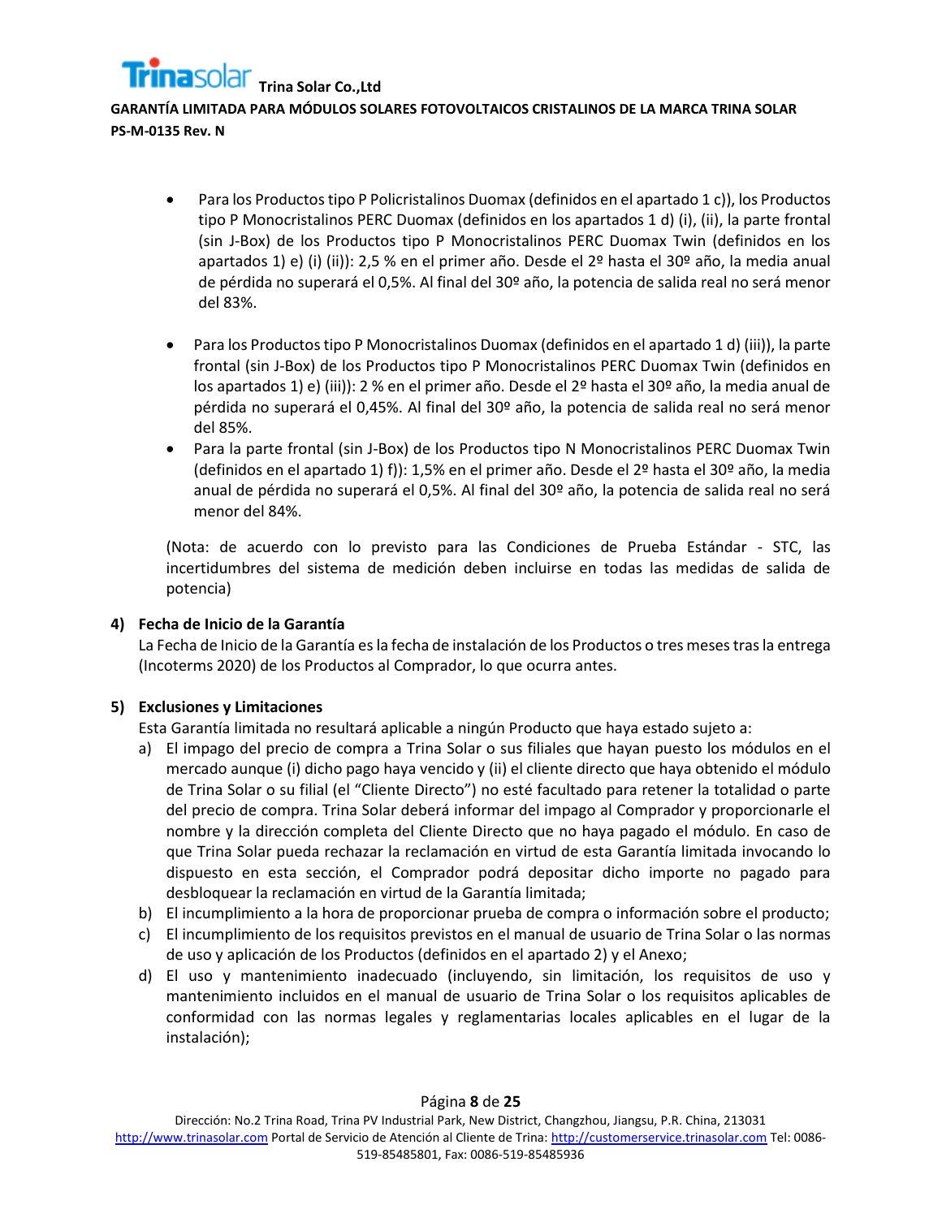- Para los Productos tipo P Policristalinos Duomax (definidos en el apartado 1 c)), los Productos tipo P Monocristalinos PERC Duomax (definidos en los apartados 1 d) (i), (ii), la parte frontal (sin J-Box) de los Productos tipo P Monocristalinos PERC Duomax Twin (definidos en los apartados 1) e) (i) (ii)): 2,5 % en el primer año. Desde el 2º hasta el 30º año, la media anual de pérdida no superará el 0,5%. Al final del 30º año, la potencia de salida real no será menor del 83%.

- Para los Productos tipo P Monocristalinos Duomax (definidos en el apartado 1 d) (iii)), la parte frontal (sin J-Box) de los Productos tipo P Monocristalinos PERC Duomax Twin (definidos en los apartados 1) e) (iii)): 2 % en el primer año. Desde el 2º hasta el 30º año, la media anual de pérdida no superará el 0,45%. Al final del 30º año, la potencia de salida real no será menor del 85%.
- Para la parte frontal (sin J-Box) de los Productos tipo N Monocristalinos PERC Duomax Twin (definidos en el apartado 1) f)): 1,5% en el primer año. Desde el 2º hasta el 30º año, la media anual de pérdida no superará el 0,5%. Al final del 30º año, la potencia de salida real no será menor del 84%.

(Nota: de acuerdo con lo previsto para las Condiciones de Prueba Estándar - STC, las incertidumbres del sistema de medición deben incluirse en todas las medidas de salida de potencia)

**4) Fecha de Inicio de la Garantía**

La Fecha de Inicio de la Garantía es la fecha de instalación de los Productos o tres meses tras la entrega (Incoterms 2020) de los Productos al Comprador, lo que ocurra antes.

**5) Exclusiones y Limitaciones**

Esta Garantía limitada no resultará aplicable a ningún Producto que haya estado sujeto a:

a) El impago del precio de compra a Trina Solar o sus filiales que hayan puesto los módulos en el mercado aunque (i) dicho pago haya vencido y (ii) el cliente directo que haya obtenido el módulo de Trina Solar o su filial (el "Cliente Directo") no esté facultado para retener la totalidad o parte del precio de compra. Trina Solar deberá informar del impago al Comprador y proporcionarle el nombre y la dirección completa del Cliente Directo que no haya pagado el módulo. En caso de que Trina Solar pueda rechazar la reclamación en virtud de esta Garantía limitada invocando lo dispuesto en esta sección, el Comprador podrá depositar dicho importe no pagado para desbloquear la reclamación en virtud de la Garantía limitada;
b) El incumplimiento a la hora de proporcionar prueba de compra o información sobre el producto;
c) El incumplimiento de los requisitos previstos en el manual de usuario de Trina Solar o las normas de uso y aplicación de los Productos (definidos en el apartado 2) y el Anexo;
d) El uso y mantenimiento inadecuado (incluyendo, sin limitación, los requisitos de uso y mantenimiento incluidos en el manual de usuario de Trina Solar o los requisitos aplicables de conformidad con las normas legales y reglamentarias locales aplicables en el lugar de la instalación);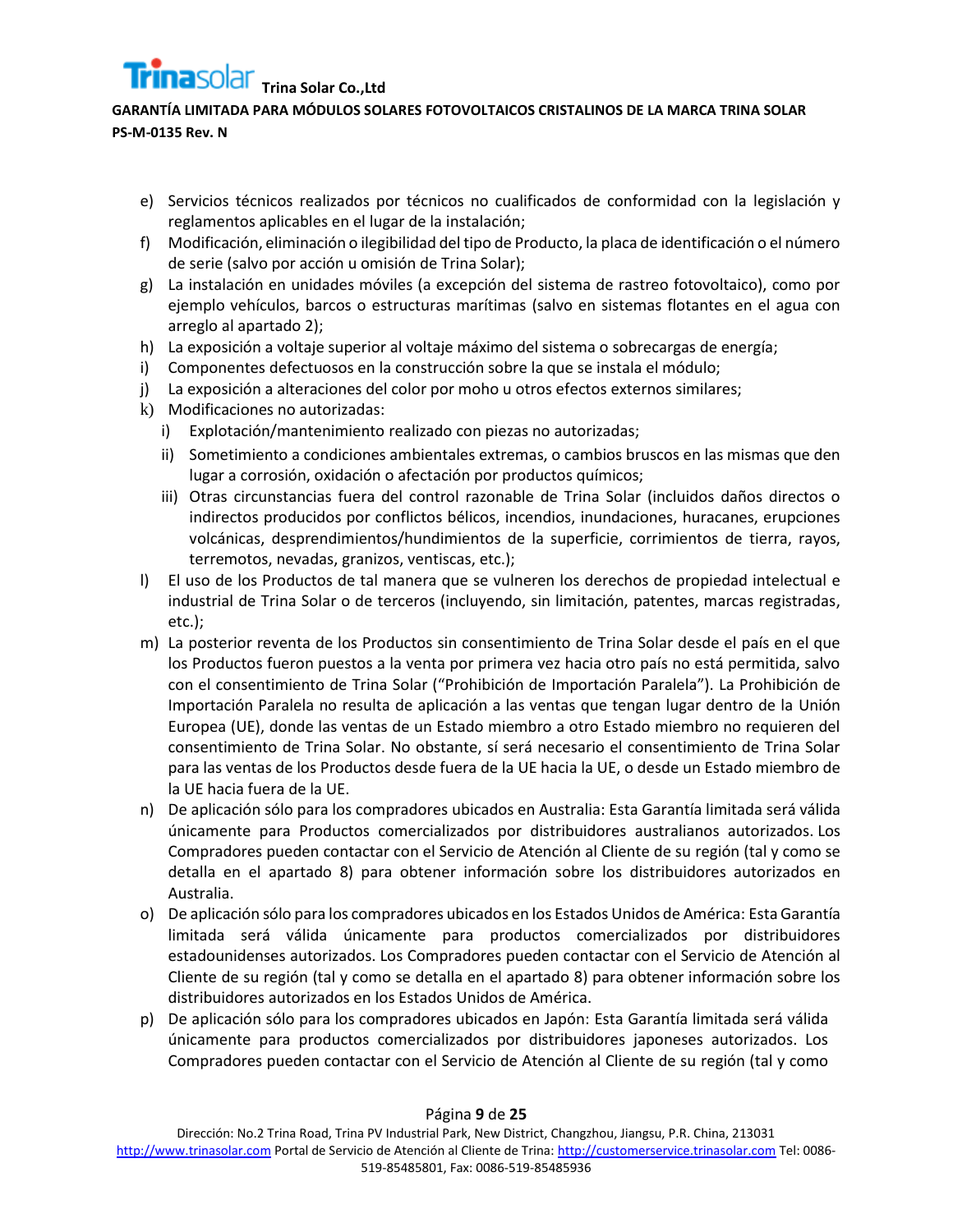e) Servicios técnicos realizados por técnicos no cualificados de conformidad con la legislación y reglamentos aplicables en el lugar de la instalación;
f) Modificación, eliminación o ilegibilidad del tipo de Producto, la placa de identificación o el número de serie (salvo por acción u omisión de Trina Solar);
g) La instalación en unidades móviles (a excepción del sistema de rastreo fotovoltaico), como por ejemplo vehículos, barcos o estructuras marítimas (salvo en sistemas flotantes en el agua con arreglo al apartado 2);
h) La exposición a voltaje superior al voltaje máximo del sistema o sobrecargas de energía;
i) Componentes defectuosos en la construcción sobre la que se instala el módulo;
j) La exposición a alteraciones del color por moho u otros efectos externos similares;
k) Modificaciones no autorizadas:
   i) Explotación/mantenimiento realizado con piezas no autorizadas;
   ii) Sometimiento a condiciones ambientales extremas, o cambios bruscos en las mismas que den lugar a corrosión, oxidación o afectación por productos químicos;
   iii) Otras circunstancias fuera del control razonable de Trina Solar (incluidos daños directos o indirectos producidos por conflictos bélicos, incendios, inundaciones, huracanes, erupciones volcánicas, desprendimientos/hundimientos de la superficie, corrimientos de tierra, rayos, terremotos, nevadas, granizos, ventiscas, etc.);
l) El uso de los Productos de tal manera que se vulneren los derechos de propiedad intelectual e industrial de Trina Solar o de terceros (incluyendo, sin limitación, patentes, marcas registradas, etc.);
m) La posterior reventa de los Productos sin consentimiento de Trina Solar desde el país en el que los Productos fueron puestos a la venta por primera vez hacia otro país no está permitida, salvo con el consentimiento de Trina Solar ("Prohibición de Importación Paralela"). La Prohibición de Importación Paralela no resulta de aplicación a las ventas que tengan lugar dentro de la Unión Europea (UE), donde las ventas de un Estado miembro a otro Estado miembro no requieren del consentimiento de Trina Solar. No obstante, sí será necesario el consentimiento de Trina Solar para las ventas de los Productos desde fuera de la UE hacia la UE, o desde un Estado miembro de la UE hacia fuera de la UE.
n) De aplicación sólo para los compradores ubicados en Australia: Esta Garantía limitada será válida únicamente para Productos comercializados por distribuidores australianos autorizados. Los Compradores pueden contactar con el Servicio de Atención al Cliente de su región (tal y como se detalla en el apartado 8) para obtener información sobre los distribuidores autorizados en Australia.
o) De aplicación sólo para los compradores ubicados en los Estados Unidos de América: Esta Garantía limitada será válida únicamente para productos comercializados por distribuidores estadounidenses autorizados. Los Compradores pueden contactar con el Servicio de Atención al Cliente de su región (tal y como se detalla en el apartado 8) para obtener información sobre los distribuidores autorizados en los Estados Unidos de América.
p) De aplicación sólo para los compradores ubicados en Japón: Esta Garantía limitada será válida únicamente para productos comercializados por distribuidores japoneses autorizados. Los Compradores pueden contactar con el Servicio de Atención al Cliente de su región (tal y como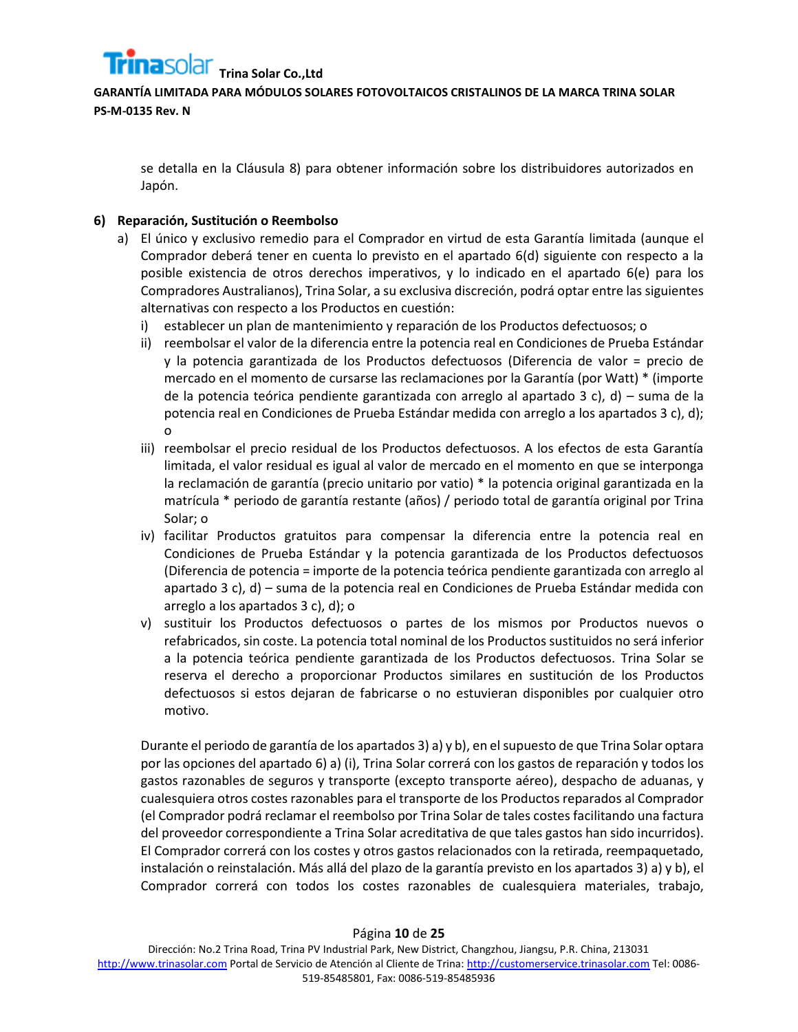se detalla en la Cláusula 8) para obtener información sobre los distribuidores autorizados en Japón.

**6) Reparación, Sustitución o Reembolso**

a) El único y exclusivo remedio para el Comprador en virtud de esta Garantía limitada (aunque el Comprador deberá tener en cuenta lo previsto en el apartado 6(d) siguiente con respecto a la posible existencia de otros derechos imperativos, y lo indicado en el apartado 6(e) para los Compradores Australianos), Trina Solar, a su exclusiva discreción, podrá optar entre las siguientes alternativas con respecto a los Productos en cuestión:

   i) establecer un plan de mantenimiento y reparación de los Productos defectuosos; o

   ii) reembolsar el valor de la diferencia entre la potencia real en Condiciones de Prueba Estándar y la potencia garantizada de los Productos defectuosos (Diferencia de valor = precio de mercado en el momento de cursarse las reclamaciones por la Garantía (por Watt) * (importe de la potencia teórica pendiente garantizada con arreglo al apartado 3 c), d) – suma de la potencia real en Condiciones de Prueba Estándar medida con arreglo a los apartados 3 c), d); o

   iii) reembolsar el precio residual de los Productos defectuosos. A los efectos de esta Garantía limitada, el valor residual es igual al valor de mercado en el momento en que se interponga la reclamación de garantía (precio unitario por vatio) * la potencia original garantizada en la matrícula * periodo de garantía restante (años) / periodo total de garantía original por Trina Solar; o

   iv) facilitar Productos gratuitos para compensar la diferencia entre la potencia real en Condiciones de Prueba Estándar y la potencia garantizada de los Productos defectuosos (Diferencia de potencia = importe de la potencia teórica pendiente garantizada con arreglo al apartado 3 c), d) – suma de la potencia real en Condiciones de Prueba Estándar medida con arreglo a los apartados 3 c), d); o

   v) sustituir los Productos defectuosos o partes de los mismos por Productos nuevos o refabricados, sin coste. La potencia total nominal de los Productos sustituidos no será inferior a la potencia teórica pendiente garantizada de los Productos defectuosos. Trina Solar se reserva el derecho a proporcionar Productos similares en sustitución de los Productos defectuosos si estos dejaran de fabricarse o no estuvieran disponibles por cualquier otro motivo.

Durante el periodo de garantía de los apartados 3) a) y b), en el supuesto de que Trina Solar optara por las opciones del apartado 6) a) (i), Trina Solar correrá con los gastos de reparación y todos los gastos razonables de seguros y transporte (excepto transporte aéreo), despacho de aduanas, y cualesquiera otros costes razonables para el transporte de los Productos reparados al Comprador (el Comprador podrá reclamar el reembolso por Trina Solar de tales costes facilitando una factura del proveedor correspondiente a Trina Solar acreditativa de que tales gastos han sido incurridos). El Comprador correrá con los costes y otros gastos relacionados con la retirada, reempaquetado, instalación o reinstalación. Más allá del plazo de la garantía previsto en los apartados 3) a) y b), el Comprador correrá con todos los costes razonables de cualesquiera materiales, trabajo,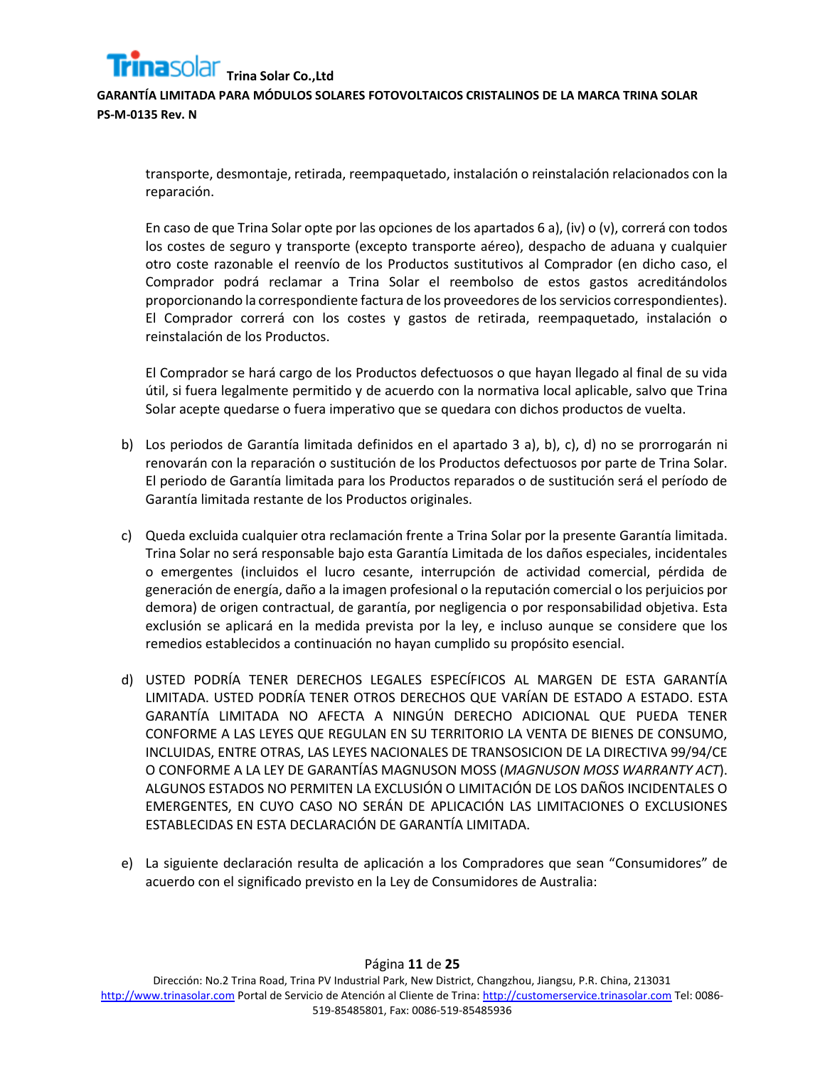transporte, desmontaje, retirada, reempaquetado, instalación o reinstalación relacionados con la reparación.

En caso de que Trina Solar opte por las opciones de los apartados 6 a), (iv) o (v), correrá con todos los costes de seguro y transporte (excepto transporte aéreo), despacho de aduana y cualquier otro coste razonable el reenvío de los Productos sustitutivos al Comprador (en dicho caso, el Comprador podrá reclamar a Trina Solar el reembolso de estos gastos acreditándolos proporcionando la correspondiente factura de los proveedores de los servicios correspondientes). El Comprador correrá con los costes y gastos de retirada, reempaquetado, instalación o reinstalación de los Productos.

El Comprador se hará cargo de los Productos defectuosos o que hayan llegado al final de su vida útil, si fuera legalmente permitido y de acuerdo con la normativa local aplicable, salvo que Trina Solar acepte quedarse o fuera imperativo que se quedara con dichos productos de vuelta.

b) Los periodos de Garantía limitada definidos en el apartado 3 a), b), c), d) no se prorrogarán ni renovarán con la reparación o sustitución de los Productos defectuosos por parte de Trina Solar. El periodo de Garantía limitada para los Productos reparados o de sustitución será el período de Garantía limitada restante de los Productos originales.

c) Queda excluida cualquier otra reclamación frente a Trina Solar por la presente Garantía limitada. Trina Solar no será responsable bajo esta Garantía Limitada de los daños especiales, incidentales o emergentes (incluidos el lucro cesante, interrupción de actividad comercial, pérdida de generación de energía, daño a la imagen profesional o la reputación comercial o los perjuicios por demora) de origen contractual, de garantía, por negligencia o por responsabilidad objetiva. Esta exclusión se aplicará en la medida prevista por la ley, e incluso aunque se considere que los remedios establecidos a continuación no hayan cumplido su propósito esencial.

d) USTED PODRÍA TENER DERECHOS LEGALES ESPECÍFICOS AL MARGEN DE ESTA GARANTÍA LIMITADA. USTED PODRÍA TENER OTROS DERECHOS QUE VARÍAN DE ESTADO A ESTADO. ESTA GARANTÍA LIMITADA NO AFECTA A NINGÚN DERECHO ADICIONAL QUE PUEDA TENER CONFORME A LAS LEYES QUE REGULAN EN SU TERRITORIO LA VENTA DE BIENES DE CONSUMO, INCLUIDAS, ENTRE OTRAS, LAS LEYES NACIONALES DE TRANSOSICION DE LA DIRECTIVA 99/94/CE O CONFORME A LA LEY DE GARANTÍAS MAGNUSON MOSS (*MAGNUSON MOSS WARRANTY ACT*). ALGUNOS ESTADOS NO PERMITEN LA EXCLUSIÓN O LIMITACIÓN DE LOS DAÑOS INCIDENTALES O EMERGENTES, EN CUYO CASO NO SERÁN DE APLICACIÓN LAS LIMITACIONES O EXCLUSIONES ESTABLECIDAS EN ESTA DECLARACIÓN DE GARANTÍA LIMITADA.

e) La siguiente declaración resulta de aplicación a los Compradores que sean "Consumidores" de acuerdo con el significado previsto en la Ley de Consumidores de Australia: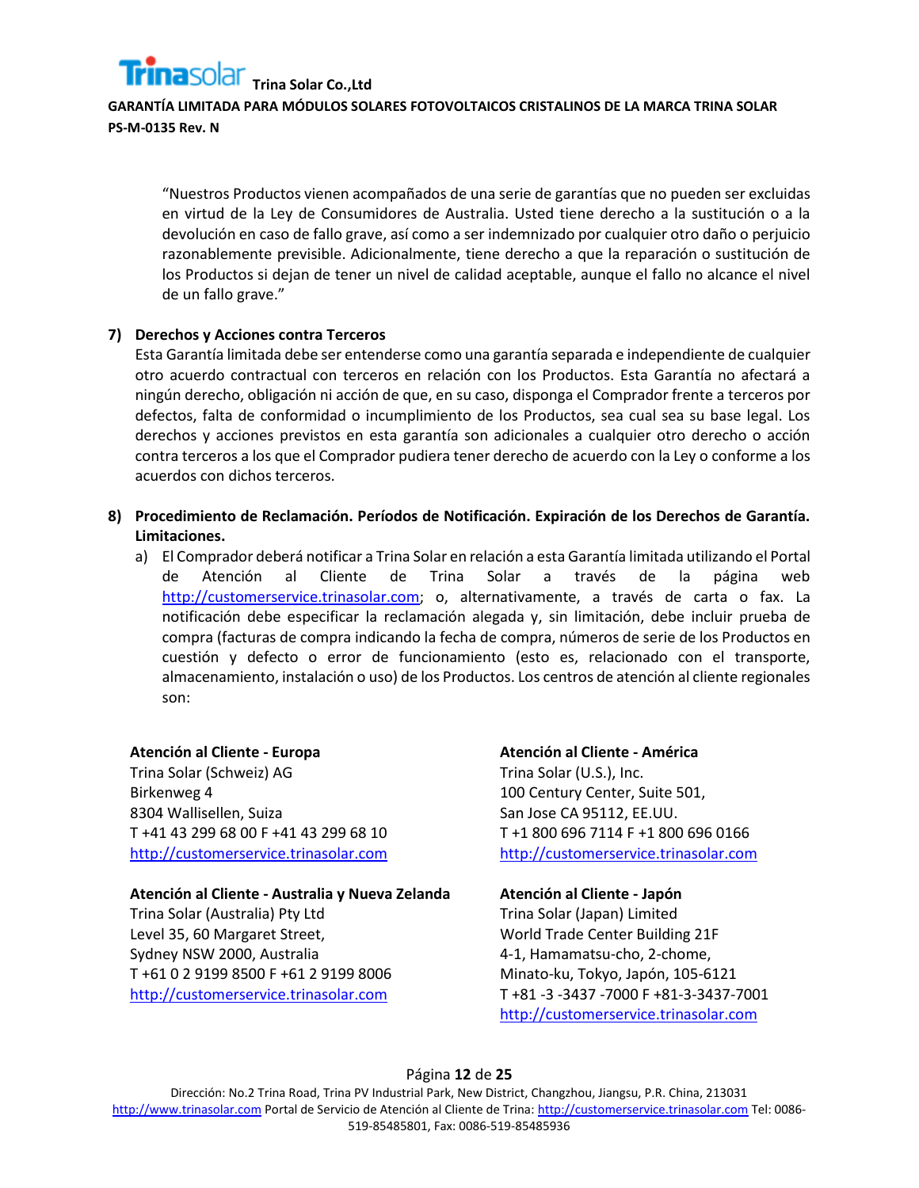"Nuestros Productos vienen acompañados de una serie de garantías que no pueden ser excluidas en virtud de la Ley de Consumidores de Australia. Usted tiene derecho a la sustitución o a la devolución en caso de fallo grave, así como a ser indemnizado por cualquier otro daño o perjuicio razonablemente previsible. Adicionalmente, tiene derecho a que la reparación o sustitución de los Productos si dejan de tener un nivel de calidad aceptable, aunque el fallo no alcance el nivel de un fallo grave."

**7) Derechos y Acciones contra Terceros**

Esta Garantía limitada debe ser entenderse como una garantía separada e independiente de cualquier otro acuerdo contractual con terceros en relación con los Productos. Esta Garantía no afectará a ningún derecho, obligación ni acción de que, en su caso, disponga el Comprador frente a terceros por defectos, falta de conformidad o incumplimiento de los Productos, sea cual sea su base legal. Los derechos y acciones previstos en esta garantía son adicionales a cualquier otro derecho o acción contra terceros a los que el Comprador pudiera tener derecho de acuerdo con la Ley o conforme a los acuerdos con dichos terceros.

**8) Procedimiento de Reclamación. Períodos de Notificación. Expiración de los Derechos de Garantía. Limitaciones.**

a) El Comprador deberá notificar a Trina Solar en relación a esta Garantía limitada utilizando el Portal de Atención al Cliente de Trina Solar a través de la página web http://customerservice.trinasolar.com; o, alternativamente, a través de carta o fax. La notificación debe especificar la reclamación alegada y, sin limitación, debe incluir prueba de compra (facturas de compra indicando la fecha de compra, números de serie de los Productos en cuestión y defecto o error de funcionamiento (esto es, relacionado con el transporte, almacenamiento, instalación o uso) de los Productos. Los centros de atención al cliente regionales son:

**Atención al Cliente - Europa**
Trina Solar (Schweiz) AG
Birkenweg 4
8304 Wallisellen, Suiza
T +41 43 299 68 00 F +41 43 299 68 10
http://customerservice.trinasolar.com

**Atención al Cliente - América**
Trina Solar (U.S.), Inc.
100 Century Center, Suite 501,
San Jose CA 95112, EE.UU.
T +1 800 696 7114 F +1 800 696 0166
http://customerservice.trinasolar.com

**Atención al Cliente - Australia y Nueva Zelanda**
Trina Solar (Australia) Pty Ltd
Level 35, 60 Margaret Street,
Sydney NSW 2000, Australia
T +61 0 2 9199 8500 F +61 2 9199 8006
http://customerservice.trinasolar.com

**Atención al Cliente - Japón**
Trina Solar (Japan) Limited
World Trade Center Building 21F
4-1, Hamamatsu-cho, 2-chome,
Minato-ku, Tokyo, Japón, 105-6121
T +81 -3 -3437 -7000 F +81-3-3437-7001
http://customerservice.trinasolar.com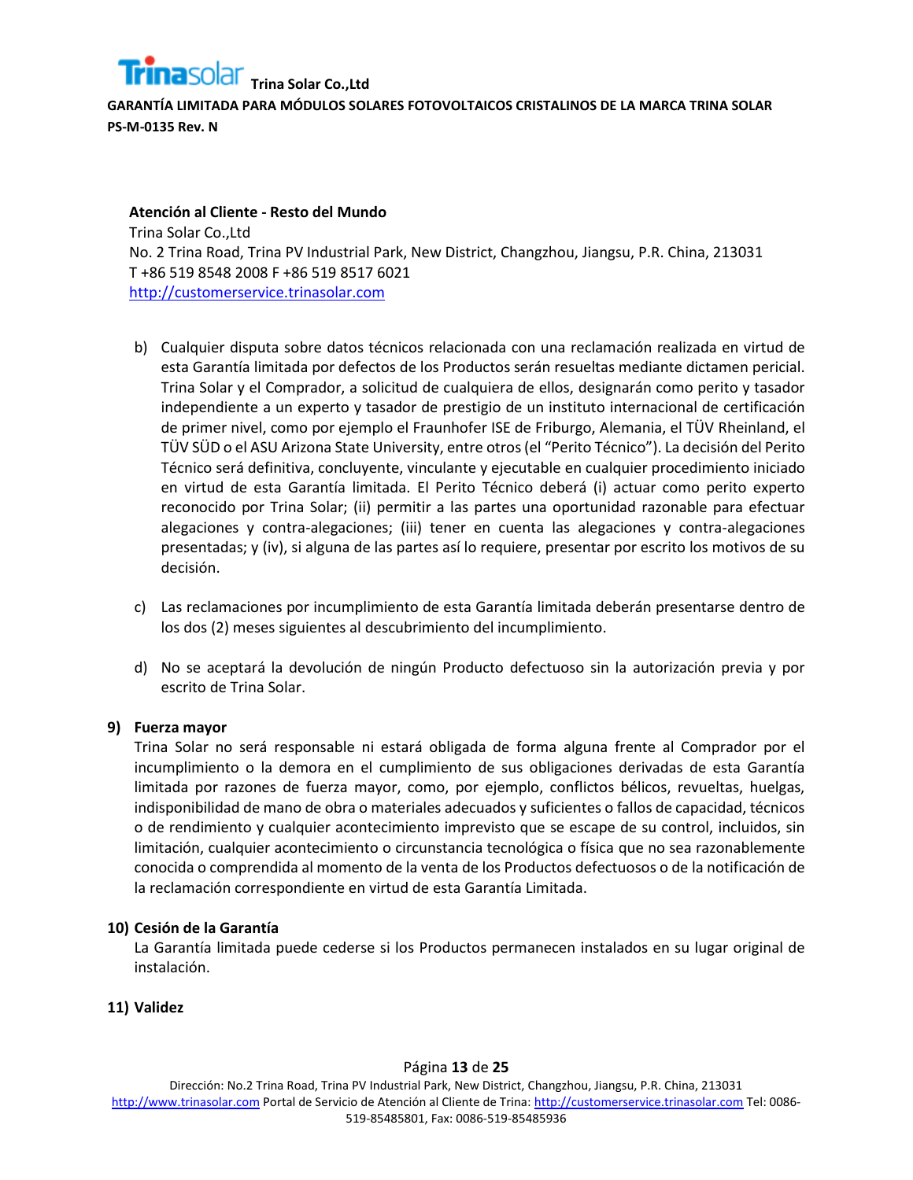**Atención al Cliente - Resto del Mundo**
Trina Solar Co.,Ltd
No. 2 Trina Road, Trina PV Industrial Park, New District, Changzhou, Jiangsu, P.R. China, 213031
T +86 519 8548 2008 F +86 519 8517 6021
http://customerservice.trinasolar.com

b) Cualquier disputa sobre datos técnicos relacionada con una reclamación realizada en virtud de esta Garantía limitada por defectos de los Productos serán resueltas mediante dictamen pericial. Trina Solar y el Comprador, a solicitud de cualquiera de ellos, designarán como perito y tasador independiente a un experto y tasador de prestigio de un instituto internacional de certificación de primer nivel, como por ejemplo el Fraunhofer ISE de Friburgo, Alemania, el TÜV Rheinland, el TÜV SÜD o el ASU Arizona State University, entre otros (el "Perito Técnico"). La decisión del Perito Técnico será definitiva, concluyente, vinculante y ejecutable en cualquier procedimiento iniciado en virtud de esta Garantía limitada. El Perito Técnico deberá (i) actuar como perito experto reconocido por Trina Solar; (ii) permitir a las partes una oportunidad razonable para efectuar alegaciones y contra-alegaciones; (iii) tener en cuenta las alegaciones y contra-alegaciones presentadas; y (iv), si alguna de las partes así lo requiere, presentar por escrito los motivos de su decisión.

c) Las reclamaciones por incumplimiento de esta Garantía limitada deberán presentarse dentro de los dos (2) meses siguientes al descubrimiento del incumplimiento.

d) No se aceptará la devolución de ningún Producto defectuoso sin la autorización previa y por escrito de Trina Solar.

**9) Fuerza mayor**

Trina Solar no será responsable ni estará obligada de forma alguna frente al Comprador por el incumplimiento o la demora en el cumplimiento de sus obligaciones derivadas de esta Garantía limitada por razones de fuerza mayor, como, por ejemplo, conflictos bélicos, revueltas, huelgas, indisponibilidad de mano de obra o materiales adecuados y suficientes o fallos de capacidad, técnicos o de rendimiento y cualquier acontecimiento imprevisto que se escape de su control, incluidos, sin limitación, cualquier acontecimiento o circunstancia tecnológica o física que no sea razonablemente conocida o comprendida al momento de la venta de los Productos defectuosos o de la notificación de la reclamación correspondiente en virtud de esta Garantía Limitada.

**10) Cesión de la Garantía**

La Garantía limitada puede cederse si los Productos permanecen instalados en su lugar original de instalación.

**11) Validez**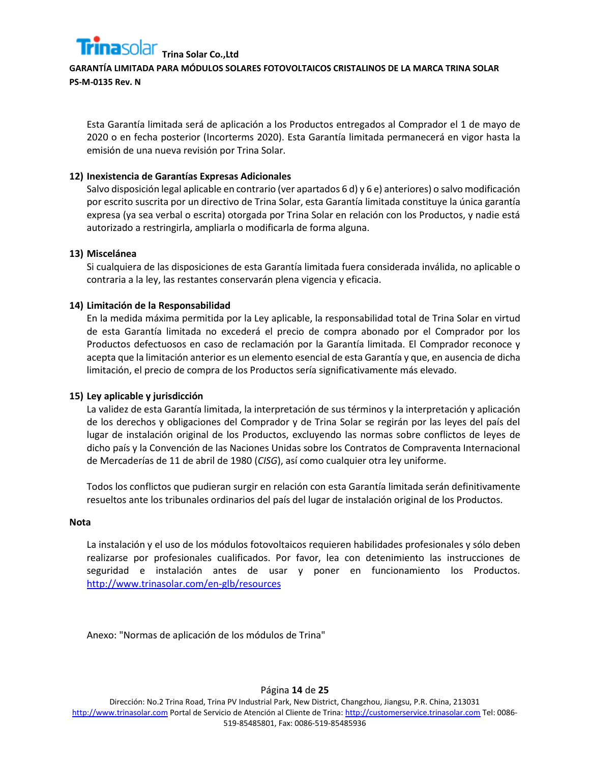Esta Garantía limitada será de aplicación a los Productos entregados al Comprador el 1 de mayo de 2020 o en fecha posterior (Incoterms 2020). Esta Garantía limitada permanecerá en vigor hasta la emisión de una nueva revisión por Trina Solar.

## 12) Inexistencia de Garantías Expresas Adicionales

Salvo disposición legal aplicable en contrario (ver apartados 6 d) y 6 e) anteriores) o salvo modificación por escrito suscrita por un directivo de Trina Solar, esta Garantía limitada constituye la única garantía expresa (ya sea verbal o escrita) otorgada por Trina Solar en relación con los Productos, y nadie está autorizado a restringirla, ampliarla o modificarla de forma alguna.

## 13) Miscelánea

Si cualquiera de las disposiciones de esta Garantía limitada fuera considerada inválida, no aplicable o contraria a la ley, las restantes conservarán plena vigencia y eficacia.

## 14) Limitación de la Responsabilidad

En la medida máxima permitida por la Ley aplicable, la responsabilidad total de Trina Solar en virtud de esta Garantía limitada no excederá el precio de compra abonado por el Comprador por los Productos defectuosos en caso de reclamación por la Garantía limitada. El Comprador reconoce y acepta que la limitación anterior es un elemento esencial de esta Garantía y que, en ausencia de dicha limitación, el precio de compra de los Productos sería significativamente más elevado.

## 15) Ley aplicable y jurisdicción

La validez de esta Garantía limitada, la interpretación de sus términos y la interpretación y aplicación de los derechos y obligaciones del Comprador y de Trina Solar se regirán por las leyes del país del lugar de instalación original de los Productos, excluyendo las normas sobre conflictos de leyes de dicho país y la Convención de las Naciones Unidas sobre los Contratos de Compraventa Internacional de Mercaderías de 11 de abril de 1980 (*CISG*), así como cualquier otra ley uniforme.

Todos los conflictos que pudieran surgir en relación con esta Garantía limitada serán definitivamente resueltos ante los tribunales ordinarios del país del lugar de instalación original de los Productos.

**Nota**

La instalación y el uso de los módulos fotovoltaicos requieren habilidades profesionales y sólo deben realizarse por profesionales cualificados. Por favor, lea con detenimiento las instrucciones de seguridad e instalación antes de usar y poner en funcionamiento los Productos. http://www.trinasolar.com/en-glb/resources

Anexo: "Normas de aplicación de los módulos de Trina"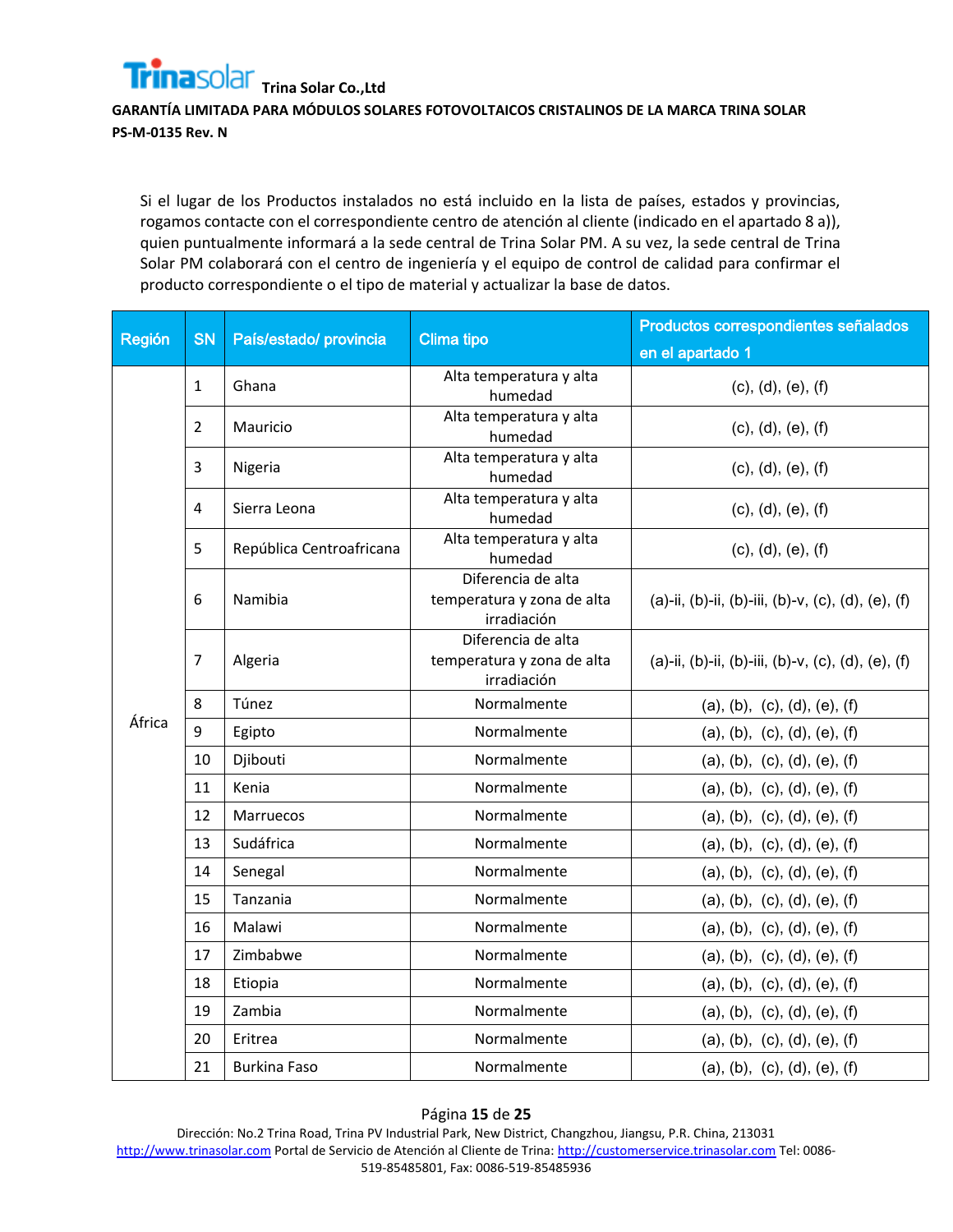Si el lugar de los Productos instalados no está incluido en la lista de países, estados y provincias, rogamos contacte con el correspondiente centro de atención al cliente (indicado en el apartado 8 a)), quien puntualmente informará a la sede central de Trina Solar PM. A su vez, la sede central de Trina Solar PM colaborará con el centro de ingeniería y el equipo de control de calidad para confirmar el producto correspondiente o el tipo de material y actualizar la base de datos.

| Región | SN | País/estado/ provincia | Clima tipo | Productos correspondientes señalados en el apartado 1 |
|---|---|---|---|---|
| África | 1 | Ghana | Alta temperatura y alta humedad | (c), (d), (e), (f) |
| | 2 | Mauricio | Alta temperatura y alta humedad | (c), (d), (e), (f) |
| | 3 | Nigeria | Alta temperatura y alta humedad | (c), (d), (e), (f) |
| | 4 | Sierra Leona | Alta temperatura y alta humedad | (c), (d), (e), (f) |
| | 5 | República Centroafricana | Alta temperatura y alta humedad | (c), (d), (e), (f) |
| | 6 | Namibia | Diferencia de alta temperatura y zona de alta irradiación | (a)-ii, (b)-ii, (b)-iii, (b)-v, (c), (d), (e), (f) |
| | 7 | Algeria | Diferencia de alta temperatura y zona de alta irradiación | (a)-ii, (b)-ii, (b)-iii, (b)-v, (c), (d), (e), (f) |
| | 8 | Túnez | Normalmente | (a), (b), (c), (d), (e), (f) |
| | 9 | Egipto | Normalmente | (a), (b), (c), (d), (e), (f) |
| | 10 | Djibouti | Normalmente | (a), (b), (c), (d), (e), (f) |
| | 11 | Kenia | Normalmente | (a), (b), (c), (d), (e), (f) |
| | 12 | Marruecos | Normalmente | (a), (b), (c), (d), (e), (f) |
| | 13 | Sudáfrica | Normalmente | (a), (b), (c), (d), (e), (f) |
| | 14 | Senegal | Normalmente | (a), (b), (c), (d), (e), (f) |
| | 15 | Tanzania | Normalmente | (a), (b), (c), (d), (e), (f) |
| | 16 | Malawi | Normalmente | (a), (b), (c), (d), (e), (f) |
| | 17 | Zimbabwe | Normalmente | (a), (b), (c), (d), (e), (f) |
| | 18 | Etiopia | Normalmente | (a), (b), (c), (d), (e), (f) |
| | 19 | Zambia | Normalmente | (a), (b), (c), (d), (e), (f) |
| | 20 | Eritrea | Normalmente | (a), (b), (c), (d), (e), (f) |
| | 21 | Burkina Faso | Normalmente | (a), (b), (c), (d), (e), (f) |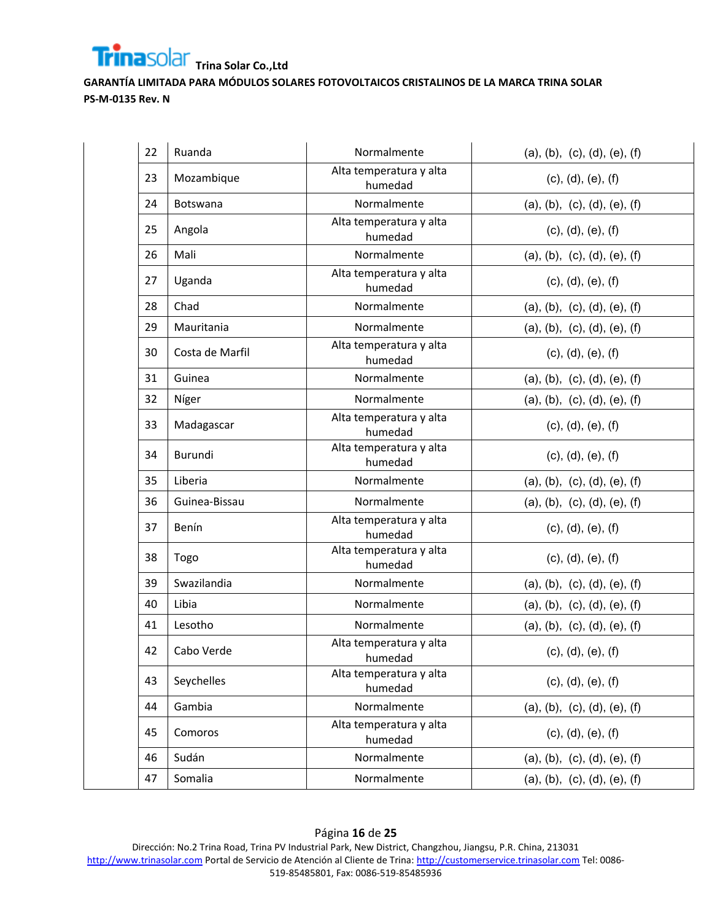|  |  |  |  |  |
|---|---|---|---|---|
|  | 22 | Ruanda | Normalmente | (a), (b), (c), (d), (e), (f) |
|  | 23 | Mozambique | Alta temperatura y alta humedad | (c), (d), (e), (f) |
|  | 24 | Botswana | Normalmente | (a), (b), (c), (d), (e), (f) |
|  | 25 | Angola | Alta temperatura y alta humedad | (c), (d), (e), (f) |
|  | 26 | Mali | Normalmente | (a), (b), (c), (d), (e), (f) |
|  | 27 | Uganda | Alta temperatura y alta humedad | (c), (d), (e), (f) |
|  | 28 | Chad | Normalmente | (a), (b), (c), (d), (e), (f) |
|  | 29 | Mauritania | Normalmente | (a), (b), (c), (d), (e), (f) |
|  | 30 | Costa de Marfil | Alta temperatura y alta humedad | (c), (d), (e), (f) |
|  | 31 | Guinea | Normalmente | (a), (b), (c), (d), (e), (f) |
|  | 32 | Níger | Normalmente | (a), (b), (c), (d), (e), (f) |
|  | 33 | Madagascar | Alta temperatura y alta humedad | (c), (d), (e), (f) |
|  | 34 | Burundi | Alta temperatura y alta humedad | (c), (d), (e), (f) |
|  | 35 | Liberia | Normalmente | (a), (b), (c), (d), (e), (f) |
|  | 36 | Guinea-Bissau | Normalmente | (a), (b), (c), (d), (e), (f) |
|  | 37 | Benín | Alta temperatura y alta humedad | (c), (d), (e), (f) |
|  | 38 | Togo | Alta temperatura y alta humedad | (c), (d), (e), (f) |
|  | 39 | Swazilandia | Normalmente | (a), (b), (c), (d), (e), (f) |
|  | 40 | Libia | Normalmente | (a), (b), (c), (d), (e), (f) |
|  | 41 | Lesotho | Normalmente | (a), (b), (c), (d), (e), (f) |
|  | 42 | Cabo Verde | Alta temperatura y alta humedad | (c), (d), (e), (f) |
|  | 43 | Seychelles | Alta temperatura y alta humedad | (c), (d), (e), (f) |
|  | 44 | Gambia | Normalmente | (a), (b), (c), (d), (e), (f) |
|  | 45 | Comoros | Alta temperatura y alta humedad | (c), (d), (e), (f) |
|  | 46 | Sudán | Normalmente | (a), (b), (c), (d), (e), (f) |
|  | 47 | Somalia | Normalmente | (a), (b), (c), (d), (e), (f) |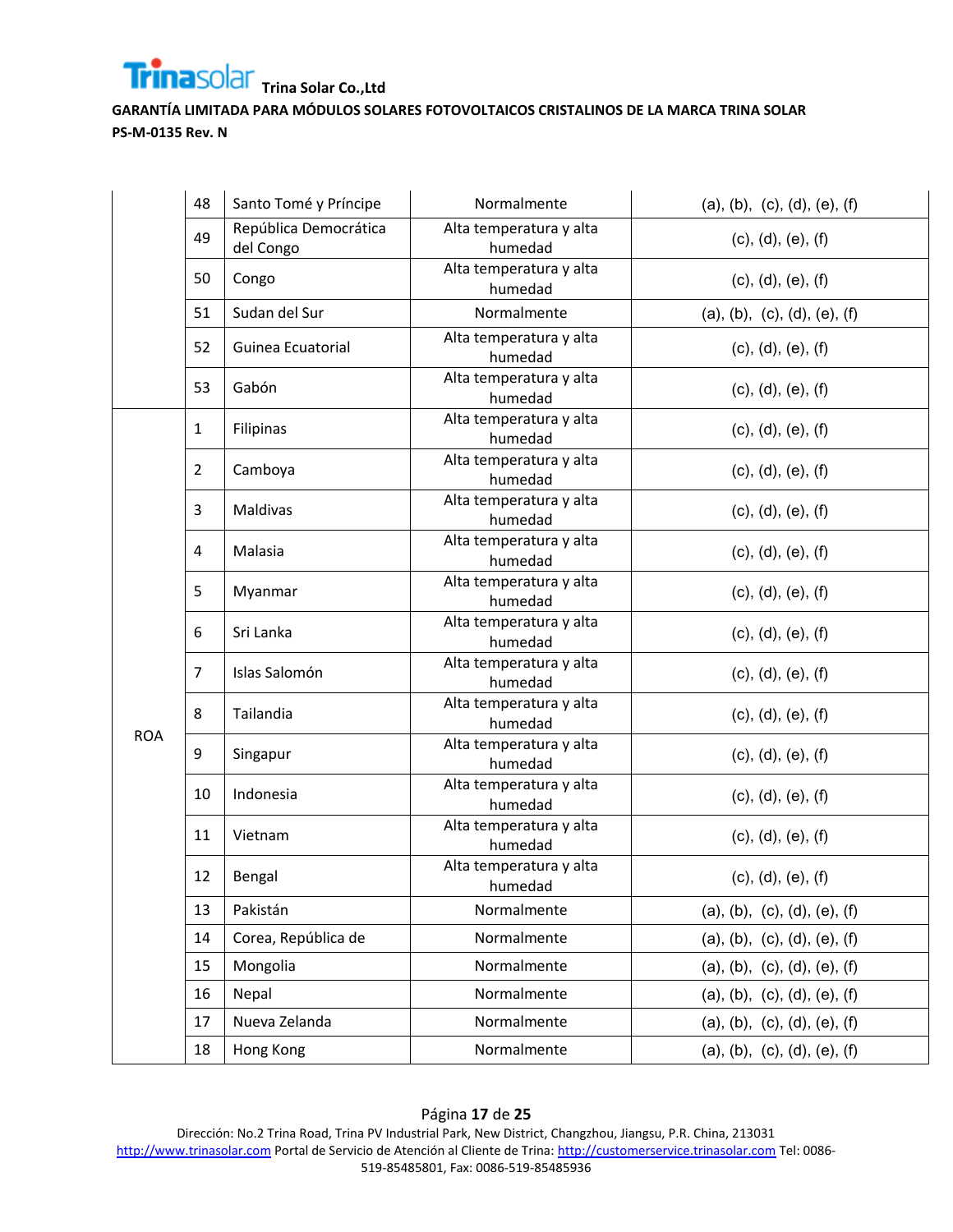| | 48 | Santo Tomé y Príncipe | Normalmente | (a), (b), (c), (d), (e), (f) |
|---|---|---|---|---|
| | 49 | República Democrática del Congo | Alta temperatura y alta humedad | (c), (d), (e), (f) |
| | 50 | Congo | Alta temperatura y alta humedad | (c), (d), (e), (f) |
| | 51 | Sudan del Sur | Normalmente | (a), (b), (c), (d), (e), (f) |
| | 52 | Guinea Ecuatorial | Alta temperatura y alta humedad | (c), (d), (e), (f) |
| | 53 | Gabón | Alta temperatura y alta humedad | (c), (d), (e), (f) |
| ROA | 1 | Filipinas | Alta temperatura y alta humedad | (c), (d), (e), (f) |
| | 2 | Camboya | Alta temperatura y alta humedad | (c), (d), (e), (f) |
| | 3 | Maldivas | Alta temperatura y alta humedad | (c), (d), (e), (f) |
| | 4 | Malasia | Alta temperatura y alta humedad | (c), (d), (e), (f) |
| | 5 | Myanmar | Alta temperatura y alta humedad | (c), (d), (e), (f) |
| | 6 | Sri Lanka | Alta temperatura y alta humedad | (c), (d), (e), (f) |
| | 7 | Islas Salomón | Alta temperatura y alta humedad | (c), (d), (e), (f) |
| | 8 | Tailandia | Alta temperatura y alta humedad | (c), (d), (e), (f) |
| | 9 | Singapur | Alta temperatura y alta humedad | (c), (d), (e), (f) |
| | 10 | Indonesia | Alta temperatura y alta humedad | (c), (d), (e), (f) |
| | 11 | Vietnam | Alta temperatura y alta humedad | (c), (d), (e), (f) |
| | 12 | Bengal | Alta temperatura y alta humedad | (c), (d), (e), (f) |
| | 13 | Pakistán | Normalmente | (a), (b), (c), (d), (e), (f) |
| | 14 | Corea, República de | Normalmente | (a), (b), (c), (d), (e), (f) |
| | 15 | Mongolia | Normalmente | (a), (b), (c), (d), (e), (f) |
| | 16 | Nepal | Normalmente | (a), (b), (c), (d), (e), (f) |
| | 17 | Nueva Zelanda | Normalmente | (a), (b), (c), (d), (e), (f) |
| | 18 | Hong Kong | Normalmente | (a), (b), (c), (d), (e), (f) |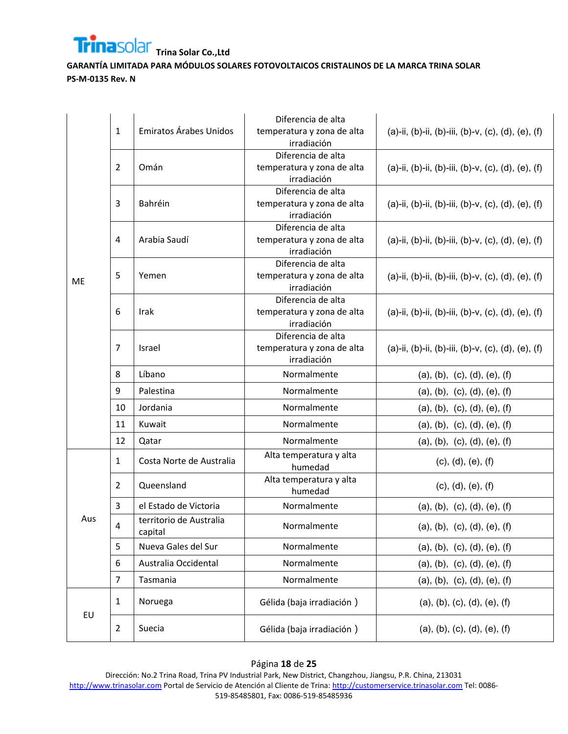| | | | | |
|---|---|---|---|---|
| ME | 1 | Emiratos Árabes Unidos | Diferencia de alta temperatura y zona de alta irradiación | (a)-ii, (b)-ii, (b)-iii, (b)-v, (c), (d), (e), (f) |
| | 2 | Omán | Diferencia de alta temperatura y zona de alta irradiación | (a)-ii, (b)-ii, (b)-iii, (b)-v, (c), (d), (e), (f) |
| | 3 | Bahréin | Diferencia de alta temperatura y zona de alta irradiación | (a)-ii, (b)-ii, (b)-iii, (b)-v, (c), (d), (e), (f) |
| | 4 | Arabia Saudí | Diferencia de alta temperatura y zona de alta irradiación | (a)-ii, (b)-ii, (b)-iii, (b)-v, (c), (d), (e), (f) |
| | 5 | Yemen | Diferencia de alta temperatura y zona de alta irradiación | (a)-ii, (b)-ii, (b)-iii, (b)-v, (c), (d), (e), (f) |
| | 6 | Irak | Diferencia de alta temperatura y zona de alta irradiación | (a)-ii, (b)-ii, (b)-iii, (b)-v, (c), (d), (e), (f) |
| | 7 | Israel | Diferencia de alta temperatura y zona de alta irradiación | (a)-ii, (b)-ii, (b)-iii, (b)-v, (c), (d), (e), (f) |
| | 8 | Líbano | Normalmente | (a), (b), (c), (d), (e), (f) |
| | 9 | Palestina | Normalmente | (a), (b), (c), (d), (e), (f) |
| | 10 | Jordania | Normalmente | (a), (b), (c), (d), (e), (f) |
| | 11 | Kuwait | Normalmente | (a), (b), (c), (d), (e), (f) |
| | 12 | Qatar | Normalmente | (a), (b), (c), (d), (e), (f) |
| Aus | 1 | Costa Norte de Australia | Alta temperatura y alta humedad | (c), (d), (e), (f) |
| | 2 | Queensland | Alta temperatura y alta humedad | (c), (d), (e), (f) |
| | 3 | el Estado de Victoria | Normalmente | (a), (b), (c), (d), (e), (f) |
| | 4 | territorio de Australia capital | Normalmente | (a), (b), (c), (d), (e), (f) |
| | 5 | Nueva Gales del Sur | Normalmente | (a), (b), (c), (d), (e), (f) |
| | 6 | Australia Occidental | Normalmente | (a), (b), (c), (d), (e), (f) |
| | 7 | Tasmania | Normalmente | (a), (b), (c), (d), (e), (f) |
| EU | 1 | Noruega | Gélida (baja irradiación ) | (a), (b), (c), (d), (e), (f) |
| | 2 | Suecia | Gélida (baja irradiación ) | (a), (b), (c), (d), (e), (f) |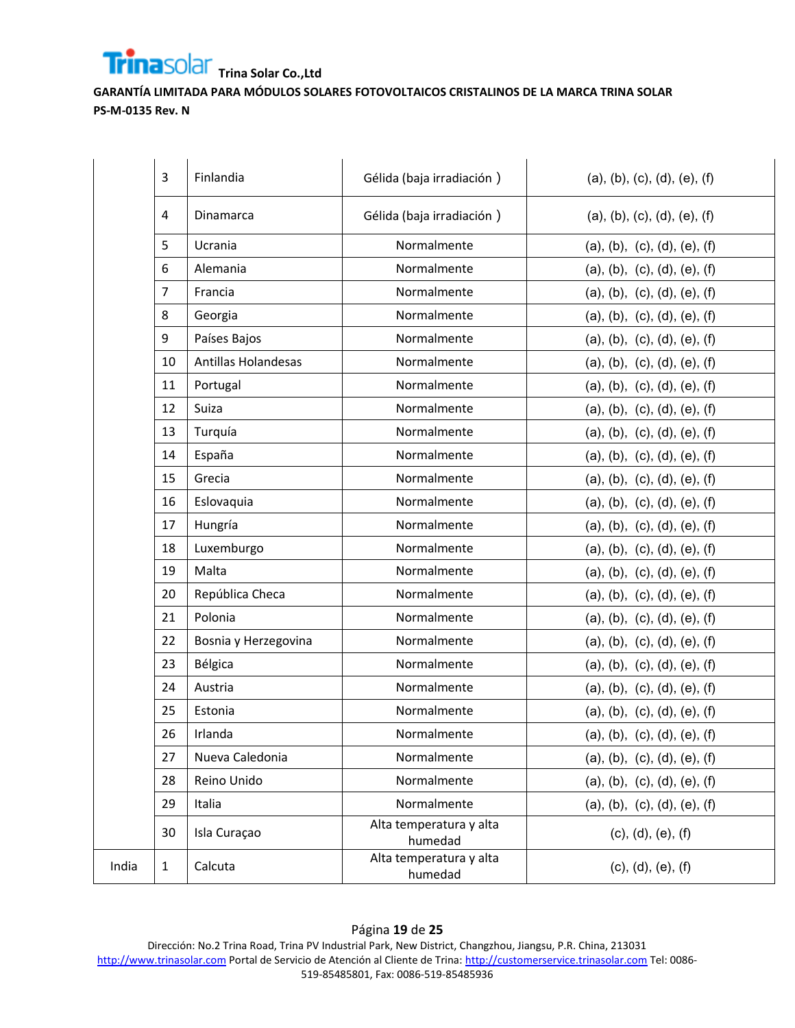| | | | | |
|---|---|---|---|---|
| | 3 | Finlandia | Gélida (baja irradiación ) | (a), (b), (c), (d), (e), (f) |
| | 4 | Dinamarca | Gélida (baja irradiación ) | (a), (b), (c), (d), (e), (f) |
| | 5 | Ucrania | Normalmente | (a), (b), (c), (d), (e), (f) |
| | 6 | Alemania | Normalmente | (a), (b), (c), (d), (e), (f) |
| | 7 | Francia | Normalmente | (a), (b), (c), (d), (e), (f) |
| | 8 | Georgia | Normalmente | (a), (b), (c), (d), (e), (f) |
| | 9 | Países Bajos | Normalmente | (a), (b), (c), (d), (e), (f) |
| | 10 | Antillas Holandesas | Normalmente | (a), (b), (c), (d), (e), (f) |
| | 11 | Portugal | Normalmente | (a), (b), (c), (d), (e), (f) |
| | 12 | Suiza | Normalmente | (a), (b), (c), (d), (e), (f) |
| | 13 | Turquía | Normalmente | (a), (b), (c), (d), (e), (f) |
| | 14 | España | Normalmente | (a), (b), (c), (d), (e), (f) |
| | 15 | Grecia | Normalmente | (a), (b), (c), (d), (e), (f) |
| | 16 | Eslovaquia | Normalmente | (a), (b), (c), (d), (e), (f) |
| | 17 | Hungría | Normalmente | (a), (b), (c), (d), (e), (f) |
| | 18 | Luxemburgo | Normalmente | (a), (b), (c), (d), (e), (f) |
| | 19 | Malta | Normalmente | (a), (b), (c), (d), (e), (f) |
| | 20 | República Checa | Normalmente | (a), (b), (c), (d), (e), (f) |
| | 21 | Polonia | Normalmente | (a), (b), (c), (d), (e), (f) |
| | 22 | Bosnia y Herzegovina | Normalmente | (a), (b), (c), (d), (e), (f) |
| | 23 | Bélgica | Normalmente | (a), (b), (c), (d), (e), (f) |
| | 24 | Austria | Normalmente | (a), (b), (c), (d), (e), (f) |
| | 25 | Estonia | Normalmente | (a), (b), (c), (d), (e), (f) |
| | 26 | Irlanda | Normalmente | (a), (b), (c), (d), (e), (f) |
| | 27 | Nueva Caledonia | Normalmente | (a), (b), (c), (d), (e), (f) |
| | 28 | Reino Unido | Normalmente | (a), (b), (c), (d), (e), (f) |
| | 29 | Italia | Normalmente | (a), (b), (c), (d), (e), (f) |
| | 30 | Isla Curaçao | Alta temperatura y alta humedad | (c), (d), (e), (f) |
| India | 1 | Calcuta | Alta temperatura y alta humedad | (c), (d), (e), (f) |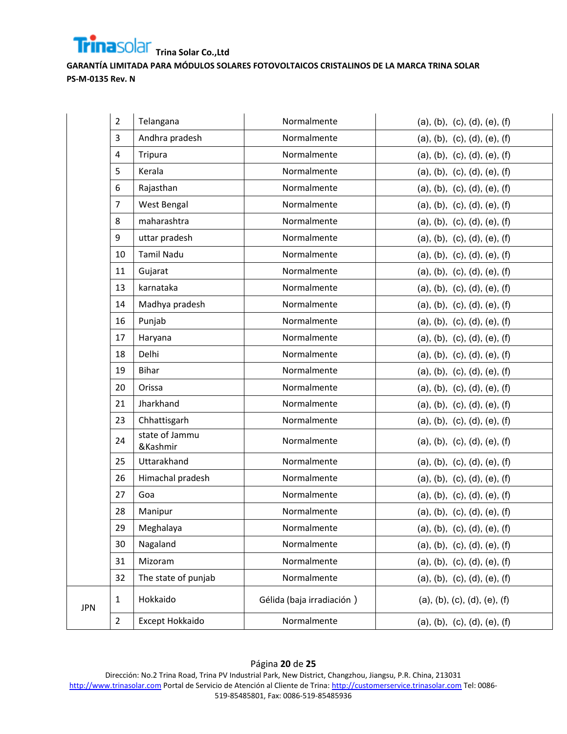| | | | | |
|---|---|---|---|---|
| | 2 | Telangana | Normalmente | (a), (b), (c), (d), (e), (f) |
| | 3 | Andhra pradesh | Normalmente | (a), (b), (c), (d), (e), (f) |
| | 4 | Tripura | Normalmente | (a), (b), (c), (d), (e), (f) |
| | 5 | Kerala | Normalmente | (a), (b), (c), (d), (e), (f) |
| | 6 | Rajasthan | Normalmente | (a), (b), (c), (d), (e), (f) |
| | 7 | West Bengal | Normalmente | (a), (b), (c), (d), (e), (f) |
| | 8 | maharashtra | Normalmente | (a), (b), (c), (d), (e), (f) |
| | 9 | uttar pradesh | Normalmente | (a), (b), (c), (d), (e), (f) |
| | 10 | Tamil Nadu | Normalmente | (a), (b), (c), (d), (e), (f) |
| | 11 | Gujarat | Normalmente | (a), (b), (c), (d), (e), (f) |
| | 13 | karnataka | Normalmente | (a), (b), (c), (d), (e), (f) |
| | 14 | Madhya pradesh | Normalmente | (a), (b), (c), (d), (e), (f) |
| | 16 | Punjab | Normalmente | (a), (b), (c), (d), (e), (f) |
| | 17 | Haryana | Normalmente | (a), (b), (c), (d), (e), (f) |
| | 18 | Delhi | Normalmente | (a), (b), (c), (d), (e), (f) |
| | 19 | Bihar | Normalmente | (a), (b), (c), (d), (e), (f) |
| | 20 | Orissa | Normalmente | (a), (b), (c), (d), (e), (f) |
| | 21 | Jharkhand | Normalmente | (a), (b), (c), (d), (e), (f) |
| | 23 | Chhattisgarh | Normalmente | (a), (b), (c), (d), (e), (f) |
| | 24 | state of Jammu &Kashmir | Normalmente | (a), (b), (c), (d), (e), (f) |
| | 25 | Uttarakhand | Normalmente | (a), (b), (c), (d), (e), (f) |
| | 26 | Himachal pradesh | Normalmente | (a), (b), (c), (d), (e), (f) |
| | 27 | Goa | Normalmente | (a), (b), (c), (d), (e), (f) |
| | 28 | Manipur | Normalmente | (a), (b), (c), (d), (e), (f) |
| | 29 | Meghalaya | Normalmente | (a), (b), (c), (d), (e), (f) |
| | 30 | Nagaland | Normalmente | (a), (b), (c), (d), (e), (f) |
| | 31 | Mizoram | Normalmente | (a), (b), (c), (d), (e), (f) |
| | 32 | The state of punjab | Normalmente | (a), (b), (c), (d), (e), (f) |
| JPN | 1 | Hokkaido | Gélida (baja irradiación ) | (a), (b), (c), (d), (e), (f) |
| | 2 | Except Hokkaido | Normalmente | (a), (b), (c), (d), (e), (f) |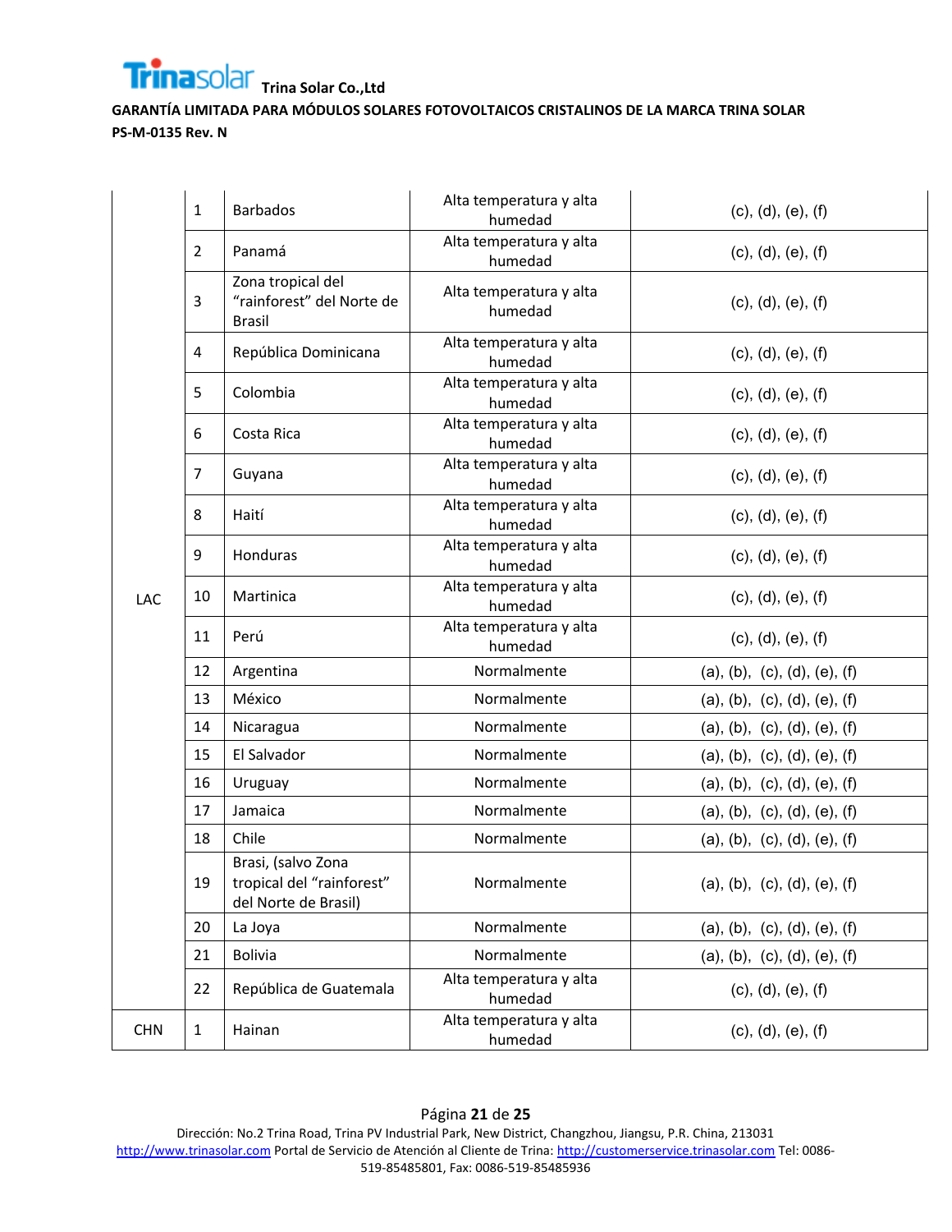| | | | | |
|---|---|---|---|---|
| LAC | 1 | Barbados | Alta temperatura y alta humedad | (c), (d), (e), (f) |
| | 2 | Panamá | Alta temperatura y alta humedad | (c), (d), (e), (f) |
| | 3 | Zona tropical del "rainforest" del Norte de Brasil | Alta temperatura y alta humedad | (c), (d), (e), (f) |
| | 4 | República Dominicana | Alta temperatura y alta humedad | (c), (d), (e), (f) |
| | 5 | Colombia | Alta temperatura y alta humedad | (c), (d), (e), (f) |
| | 6 | Costa Rica | Alta temperatura y alta humedad | (c), (d), (e), (f) |
| | 7 | Guyana | Alta temperatura y alta humedad | (c), (d), (e), (f) |
| | 8 | Haití | Alta temperatura y alta humedad | (c), (d), (e), (f) |
| | 9 | Honduras | Alta temperatura y alta humedad | (c), (d), (e), (f) |
| | 10 | Martinica | Alta temperatura y alta humedad | (c), (d), (e), (f) |
| | 11 | Perú | Alta temperatura y alta humedad | (c), (d), (e), (f) |
| | 12 | Argentina | Normalmente | (a), (b), (c), (d), (e), (f) |
| | 13 | México | Normalmente | (a), (b), (c), (d), (e), (f) |
| | 14 | Nicaragua | Normalmente | (a), (b), (c), (d), (e), (f) |
| | 15 | El Salvador | Normalmente | (a), (b), (c), (d), (e), (f) |
| | 16 | Uruguay | Normalmente | (a), (b), (c), (d), (e), (f) |
| | 17 | Jamaica | Normalmente | (a), (b), (c), (d), (e), (f) |
| | 18 | Chile | Normalmente | (a), (b), (c), (d), (e), (f) |
| | 19 | Brasi, (salvo Zona tropical del "rainforest" del Norte de Brasil) | Normalmente | (a), (b), (c), (d), (e), (f) |
| | 20 | La Joya | Normalmente | (a), (b), (c), (d), (e), (f) |
| | 21 | Bolivia | Normalmente | (a), (b), (c), (d), (e), (f) |
| | 22 | República de Guatemala | Alta temperatura y alta humedad | (c), (d), (e), (f) |
| CHN | 1 | Hainan | Alta temperatura y alta humedad | (c), (d), (e), (f) |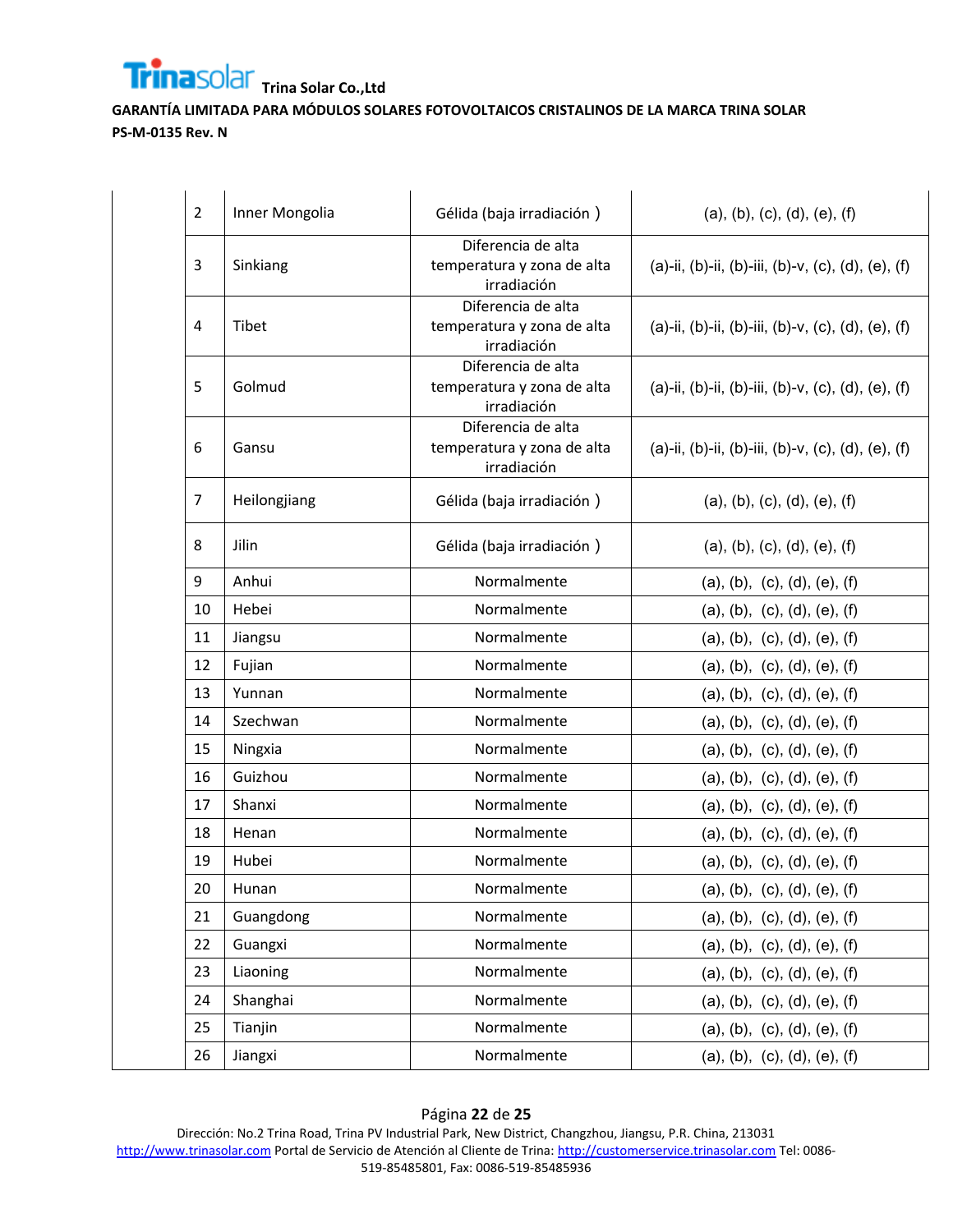| | | | |
|---|---|---|---|
| 2 | Inner Mongolia | Gélida (baja irradiación ) | (a), (b), (c), (d), (e), (f) |
| 3 | Sinkiang | Diferencia de alta temperatura y zona de alta irradiación | (a)-ii, (b)-ii, (b)-iii, (b)-v, (c), (d), (e), (f) |
| 4 | Tibet | Diferencia de alta temperatura y zona de alta irradiación | (a)-ii, (b)-ii, (b)-iii, (b)-v, (c), (d), (e), (f) |
| 5 | Golmud | Diferencia de alta temperatura y zona de alta irradiación | (a)-ii, (b)-ii, (b)-iii, (b)-v, (c), (d), (e), (f) |
| 6 | Gansu | Diferencia de alta temperatura y zona de alta irradiación | (a)-ii, (b)-ii, (b)-iii, (b)-v, (c), (d), (e), (f) |
| 7 | Heilongjiang | Gélida (baja irradiación ) | (a), (b), (c), (d), (e), (f) |
| 8 | Jilin | Gélida (baja irradiación ) | (a), (b), (c), (d), (e), (f) |
| 9 | Anhui | Normalmente | (a), (b), (c), (d), (e), (f) |
| 10 | Hebei | Normalmente | (a), (b), (c), (d), (e), (f) |
| 11 | Jiangsu | Normalmente | (a), (b), (c), (d), (e), (f) |
| 12 | Fujian | Normalmente | (a), (b), (c), (d), (e), (f) |
| 13 | Yunnan | Normalmente | (a), (b), (c), (d), (e), (f) |
| 14 | Szechwan | Normalmente | (a), (b), (c), (d), (e), (f) |
| 15 | Ningxia | Normalmente | (a), (b), (c), (d), (e), (f) |
| 16 | Guizhou | Normalmente | (a), (b), (c), (d), (e), (f) |
| 17 | Shanxi | Normalmente | (a), (b), (c), (d), (e), (f) |
| 18 | Henan | Normalmente | (a), (b), (c), (d), (e), (f) |
| 19 | Hubei | Normalmente | (a), (b), (c), (d), (e), (f) |
| 20 | Hunan | Normalmente | (a), (b), (c), (d), (e), (f) |
| 21 | Guangdong | Normalmente | (a), (b), (c), (d), (e), (f) |
| 22 | Guangxi | Normalmente | (a), (b), (c), (d), (e), (f) |
| 23 | Liaoning | Normalmente | (a), (b), (c), (d), (e), (f) |
| 24 | Shanghai | Normalmente | (a), (b), (c), (d), (e), (f) |
| 25 | Tianjin | Normalmente | (a), (b), (c), (d), (e), (f) |
| 26 | Jiangxi | Normalmente | (a), (b), (c), (d), (e), (f) |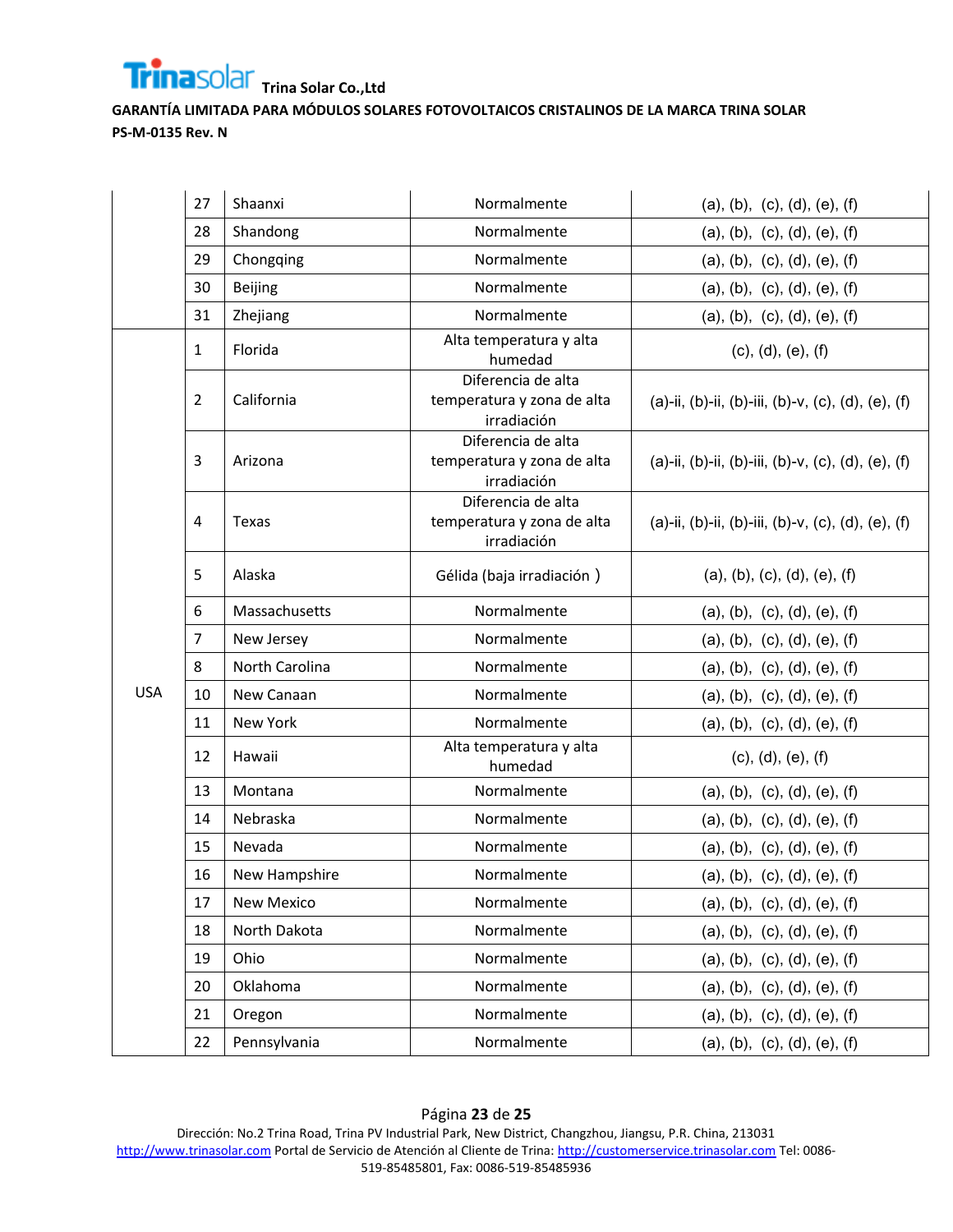| | | | | |
|---|---|---|---|---|
| | 27 | Shaanxi | Normalmente | (a), (b), (c), (d), (e), (f) |
| | 28 | Shandong | Normalmente | (a), (b), (c), (d), (e), (f) |
| | 29 | Chongqing | Normalmente | (a), (b), (c), (d), (e), (f) |
| | 30 | Beijing | Normalmente | (a), (b), (c), (d), (e), (f) |
| | 31 | Zhejiang | Normalmente | (a), (b), (c), (d), (e), (f) |
| USA | 1 | Florida | Alta temperatura y alta humedad | (c), (d), (e), (f) |
| | 2 | California | Diferencia de alta temperatura y zona de alta irradiación | (a)-ii, (b)-ii, (b)-iii, (b)-v, (c), (d), (e), (f) |
| | 3 | Arizona | Diferencia de alta temperatura y zona de alta irradiación | (a)-ii, (b)-ii, (b)-iii, (b)-v, (c), (d), (e), (f) |
| | 4 | Texas | Diferencia de alta temperatura y zona de alta irradiación | (a)-ii, (b)-ii, (b)-iii, (b)-v, (c), (d), (e), (f) |
| | 5 | Alaska | Gélida (baja irradiación ) | (a), (b), (c), (d), (e), (f) |
| | 6 | Massachusetts | Normalmente | (a), (b), (c), (d), (e), (f) |
| | 7 | New Jersey | Normalmente | (a), (b), (c), (d), (e), (f) |
| | 8 | North Carolina | Normalmente | (a), (b), (c), (d), (e), (f) |
| | 10 | New Canaan | Normalmente | (a), (b), (c), (d), (e), (f) |
| | 11 | New York | Normalmente | (a), (b), (c), (d), (e), (f) |
| | 12 | Hawaii | Alta temperatura y alta humedad | (c), (d), (e), (f) |
| | 13 | Montana | Normalmente | (a), (b), (c), (d), (e), (f) |
| | 14 | Nebraska | Normalmente | (a), (b), (c), (d), (e), (f) |
| | 15 | Nevada | Normalmente | (a), (b), (c), (d), (e), (f) |
| | 16 | New Hampshire | Normalmente | (a), (b), (c), (d), (e), (f) |
| | 17 | New Mexico | Normalmente | (a), (b), (c), (d), (e), (f) |
| | 18 | North Dakota | Normalmente | (a), (b), (c), (d), (e), (f) |
| | 19 | Ohio | Normalmente | (a), (b), (c), (d), (e), (f) |
| | 20 | Oklahoma | Normalmente | (a), (b), (c), (d), (e), (f) |
| | 21 | Oregon | Normalmente | (a), (b), (c), (d), (e), (f) |
| | 22 | Pennsylvania | Normalmente | (a), (b), (c), (d), (e), (f) |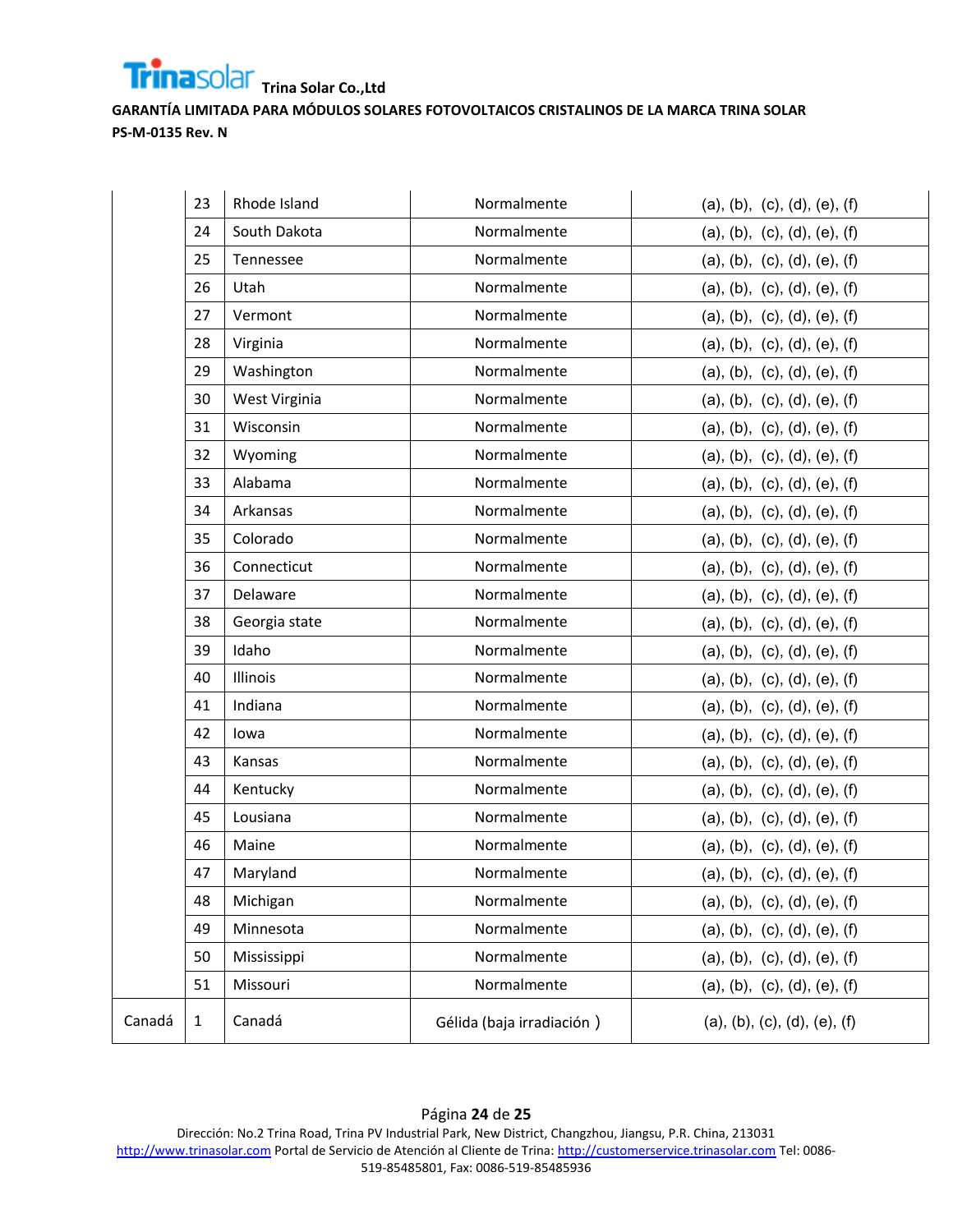|  | 23 | Rhode Island | Normalmente | (a), (b), (c), (d), (e), (f) |
|---|---|---|---|---|
|  | 24 | South Dakota | Normalmente | (a), (b), (c), (d), (e), (f) |
|  | 25 | Tennessee | Normalmente | (a), (b), (c), (d), (e), (f) |
|  | 26 | Utah | Normalmente | (a), (b), (c), (d), (e), (f) |
|  | 27 | Vermont | Normalmente | (a), (b), (c), (d), (e), (f) |
|  | 28 | Virginia | Normalmente | (a), (b), (c), (d), (e), (f) |
|  | 29 | Washington | Normalmente | (a), (b), (c), (d), (e), (f) |
|  | 30 | West Virginia | Normalmente | (a), (b), (c), (d), (e), (f) |
|  | 31 | Wisconsin | Normalmente | (a), (b), (c), (d), (e), (f) |
|  | 32 | Wyoming | Normalmente | (a), (b), (c), (d), (e), (f) |
|  | 33 | Alabama | Normalmente | (a), (b), (c), (d), (e), (f) |
|  | 34 | Arkansas | Normalmente | (a), (b), (c), (d), (e), (f) |
|  | 35 | Colorado | Normalmente | (a), (b), (c), (d), (e), (f) |
|  | 36 | Connecticut | Normalmente | (a), (b), (c), (d), (e), (f) |
|  | 37 | Delaware | Normalmente | (a), (b), (c), (d), (e), (f) |
|  | 38 | Georgia state | Normalmente | (a), (b), (c), (d), (e), (f) |
|  | 39 | Idaho | Normalmente | (a), (b), (c), (d), (e), (f) |
|  | 40 | Illinois | Normalmente | (a), (b), (c), (d), (e), (f) |
|  | 41 | Indiana | Normalmente | (a), (b), (c), (d), (e), (f) |
|  | 42 | Iowa | Normalmente | (a), (b), (c), (d), (e), (f) |
|  | 43 | Kansas | Normalmente | (a), (b), (c), (d), (e), (f) |
|  | 44 | Kentucky | Normalmente | (a), (b), (c), (d), (e), (f) |
|  | 45 | Lousiana | Normalmente | (a), (b), (c), (d), (e), (f) |
|  | 46 | Maine | Normalmente | (a), (b), (c), (d), (e), (f) |
|  | 47 | Maryland | Normalmente | (a), (b), (c), (d), (e), (f) |
|  | 48 | Michigan | Normalmente | (a), (b), (c), (d), (e), (f) |
|  | 49 | Minnesota | Normalmente | (a), (b), (c), (d), (e), (f) |
|  | 50 | Mississippi | Normalmente | (a), (b), (c), (d), (e), (f) |
|  | 51 | Missouri | Normalmente | (a), (b), (c), (d), (e), (f) |
| Canadá | 1 | Canadá | Gélida (baja irradiación ) | (a), (b), (c), (d), (e), (f) |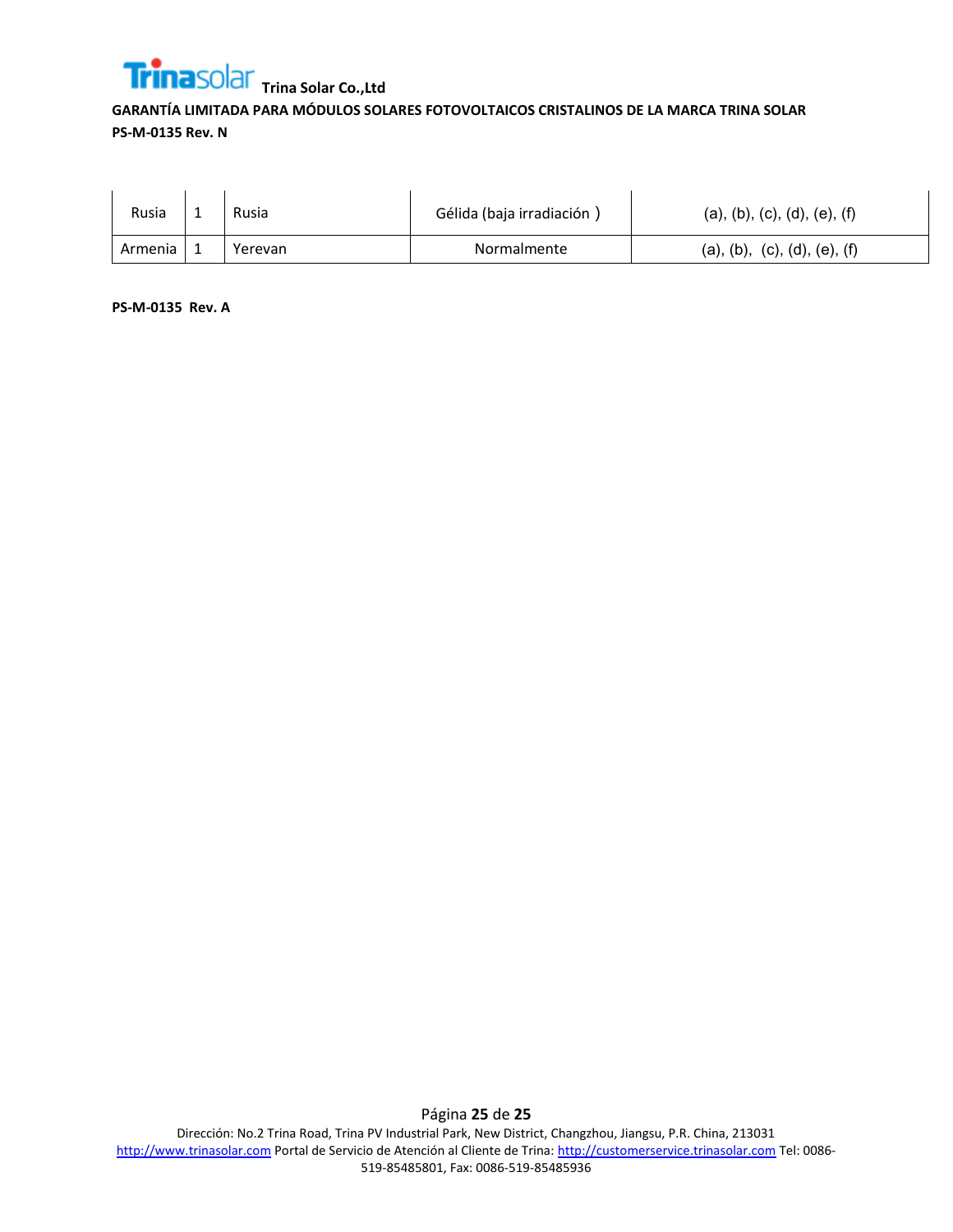| | | | | |
|---|---|---|---|---|
| Rusia | 1 | Rusia | Gélida (baja irradiación ) | (a), (b), (c), (d), (e), (f) |
| Armenia | 1 | Yerevan | Normalmente | (a), (b), (c), (d), (e), (f) |

**PS-M-0135 Rev. A**